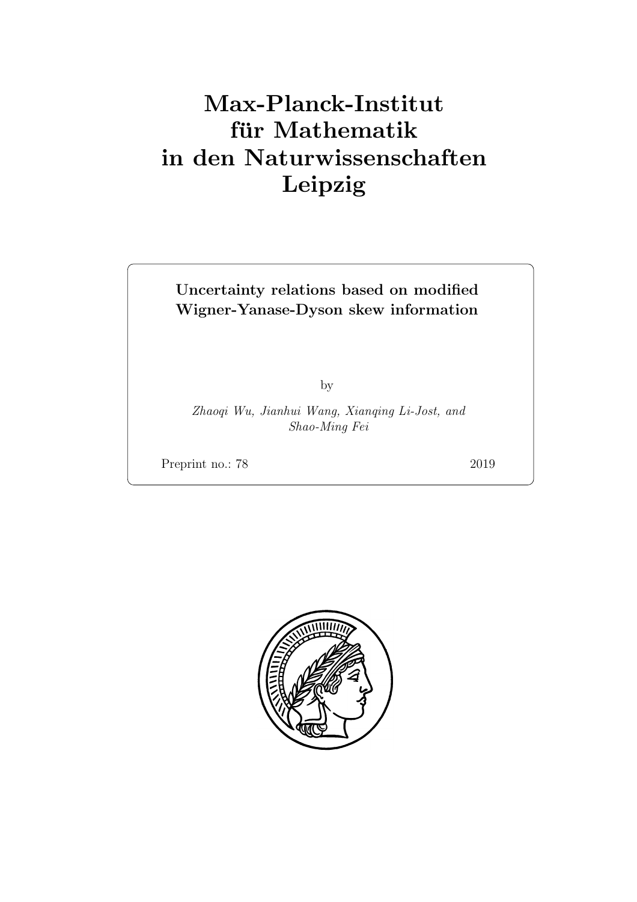# Max-Planck-Institut für Mathematik in den Naturwissenschaften Leipzig

**Uncertainty relations based on modified Wigner-Yanase-Dyson skew information**

by

*Zhaoqi Wu, Jianhui Wang, Xianqing Li-Jost, and Shao-Ming Fei*

Preprint no.: 78 2019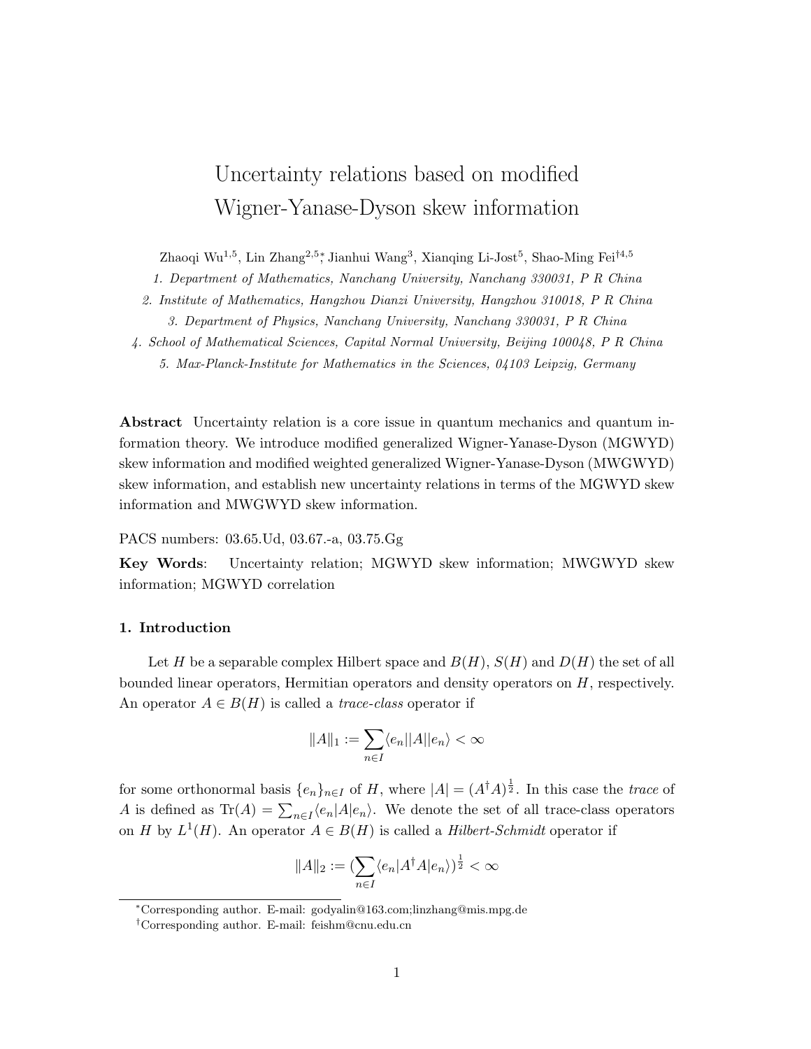# Uncertainty relations based on modified Wigner-Yanase-Dyson skew information

Zhaoqi Wu[1,5], Lin Zhang[2,5]*, Jianhui Wang[3], Xianqing Li-Jost[5], Shao-Ming Fei[†4,5]

*1. Department of Mathematics, Nanchang University, Nanchang 330031, P R China*

*2. Institute of Mathematics, Hangzhou Dianzi University, Hangzhou 310018, P R China*

*3. Department of Physics, Nanchang University, Nanchang 330031, P R China*

*4. School of Mathematical Sciences, Capital Normal University, Beijing 100048, P R China*

*5. Max-Planck-Institute for Mathematics in the Sciences, 04103 Leipzig, Germany*

**Abstract** Uncertainty relation is a core issue in quantum mechanics and quantum information theory. We introduce modified generalized Wigner-Yanase-Dyson (MGWYD) skew information and modified weighted generalized Wigner-Yanase-Dyson (MWGWYD) skew information, and establish new uncertainty relations in terms of the MGWYD skew information and MWGWYD skew information.

PACS numbers: 03.65.Ud, 03.67.-a, 03.75.Gg

**Key Words**: Uncertainty relation; MGWYD skew information; MWGWYD skew information; MGWYD correlation

### 1. Introduction

Let $H$ be a separable complex Hilbert space and $B(H)$, $S(H)$ and $D(H)$ the set of all bounded linear operators, Hermitian operators and density operators on $H$, respectively. An operator $A \in B(H)$ is called a *trace-class* operator if

$$\|A\|_1 := \sum_{n\in I} \langle e_n||A||e_n\rangle < \infty$$

for some orthonormal basis $\{e_n\}_{n\in I}$ of $H$, where $|A| = (A^\dagger A)^{\frac{1}{2}}$. In this case the *trace* of $A$ is defined as $\mathrm{Tr}(A) = \sum_{n\in I}\langle e_n|A|e_n\rangle$. We denote the set of all trace-class operators on $H$ by $L^1(H)$. An operator $A \in B(H)$ is called a *Hilbert-Schmidt* operator if

$$\|A\|_2 := (\sum_{n\in I}\langle e_n|A^\dagger A|e_n\rangle)^{\frac{1}{2}} < \infty$$

*Corresponding author. E-mail: godyalin@163.com;linzhang@mis.mpg.de

†Corresponding author. E-mail: feishm@cnu.edu.cn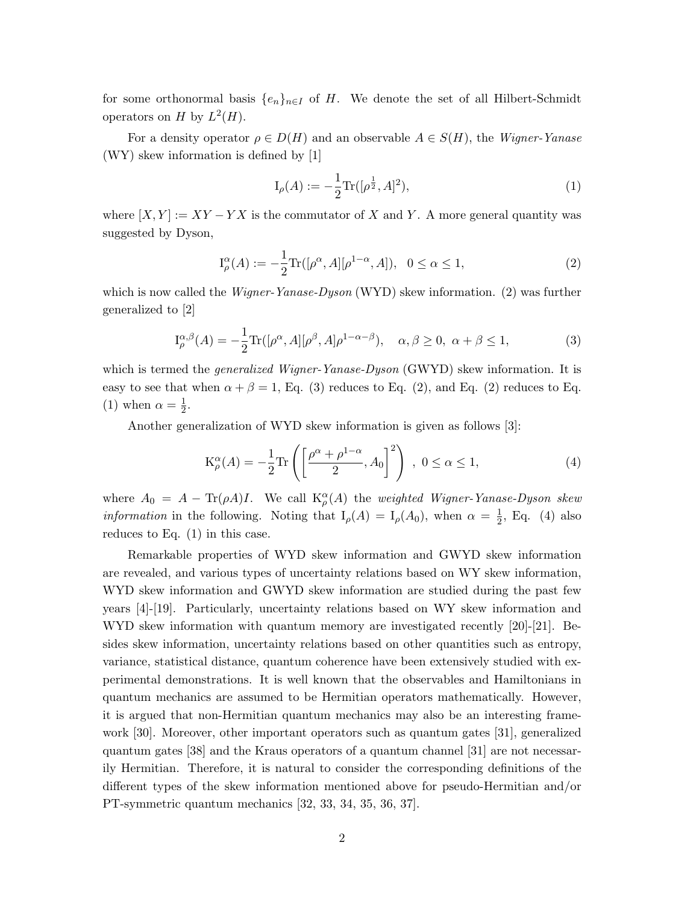for some orthonormal basis $\{e_n\}_{n\in I}$ of $H$. We denote the set of all Hilbert-Schmidt operators on $H$ by $L^2(H)$.

For a density operator $\rho \in D(H)$ and an observable $A \in S(H)$, the *Wigner-Yanase* (WY) skew information is defined by [1]

$$\mathrm{I}_\rho(A) := -\frac{1}{2}\mathrm{Tr}([\rho^{\frac{1}{2}}, A]^2), \tag{1}$$

where $[X, Y] := XY - YX$ is the commutator of $X$ and $Y$. A more general quantity was suggested by Dyson,

$$\mathrm{I}_\rho^\alpha(A) := -\frac{1}{2}\mathrm{Tr}([\rho^\alpha, A][\rho^{1-\alpha}, A]), \quad 0 \le \alpha \le 1, \tag{2}$$

which is now called the *Wigner-Yanase-Dyson* (WYD) skew information. (2) was further generalized to [2]

$$\mathrm{I}_\rho^{\alpha,\beta}(A) = -\frac{1}{2}\mathrm{Tr}([\rho^\alpha, A][\rho^\beta, A]\rho^{1-\alpha-\beta}), \quad \alpha, \beta \ge 0,\ \alpha + \beta \le 1, \tag{3}$$

which is termed the *generalized Wigner-Yanase-Dyson* (GWYD) skew information. It is easy to see that when $\alpha + \beta = 1$, Eq. (3) reduces to Eq. (2), and Eq. (2) reduces to Eq. (1) when $\alpha = \frac{1}{2}$.

Another generalization of WYD skew information is given as follows [3]:

$$\mathrm{K}_\rho^\alpha(A) = -\frac{1}{2}\mathrm{Tr}\left(\left[\frac{\rho^\alpha + \rho^{1-\alpha}}{2}, A_0\right]^2\right),\ 0 \le \alpha \le 1, \tag{4}$$

where $A_0 = A - \mathrm{Tr}(\rho A)I$. We call $\mathrm{K}_\rho^\alpha(A)$ the *weighted Wigner-Yanase-Dyson skew information* in the following. Noting that $\mathrm{I}_\rho(A) = \mathrm{I}_\rho(A_0)$, when $\alpha = \frac{1}{2}$, Eq. (4) also reduces to Eq. (1) in this case.

Remarkable properties of WYD skew information and GWYD skew information are revealed, and various types of uncertainty relations based on WY skew information, WYD skew information and GWYD skew information are studied during the past few years [4]-[19]. Particularly, uncertainty relations based on WY skew information and WYD skew information with quantum memory are investigated recently [20]-[21]. Besides skew information, uncertainty relations based on other quantities such as entropy, variance, statistical distance, quantum coherence have been extensively studied with experimental demonstrations. It is well known that the observables and Hamiltonians in quantum mechanics are assumed to be Hermitian operators mathematically. However, it is argued that non-Hermitian quantum mechanics may also be an interesting framework [30]. Moreover, other important operators such as quantum gates [31], generalized quantum gates [38] and the Kraus operators of a quantum channel [31] are not necessarily Hermitian. Therefore, it is natural to consider the corresponding definitions of the different types of the skew information mentioned above for pseudo-Hermitian and/or PT-symmetric quantum mechanics [32, 33, 34, 35, 36, 37].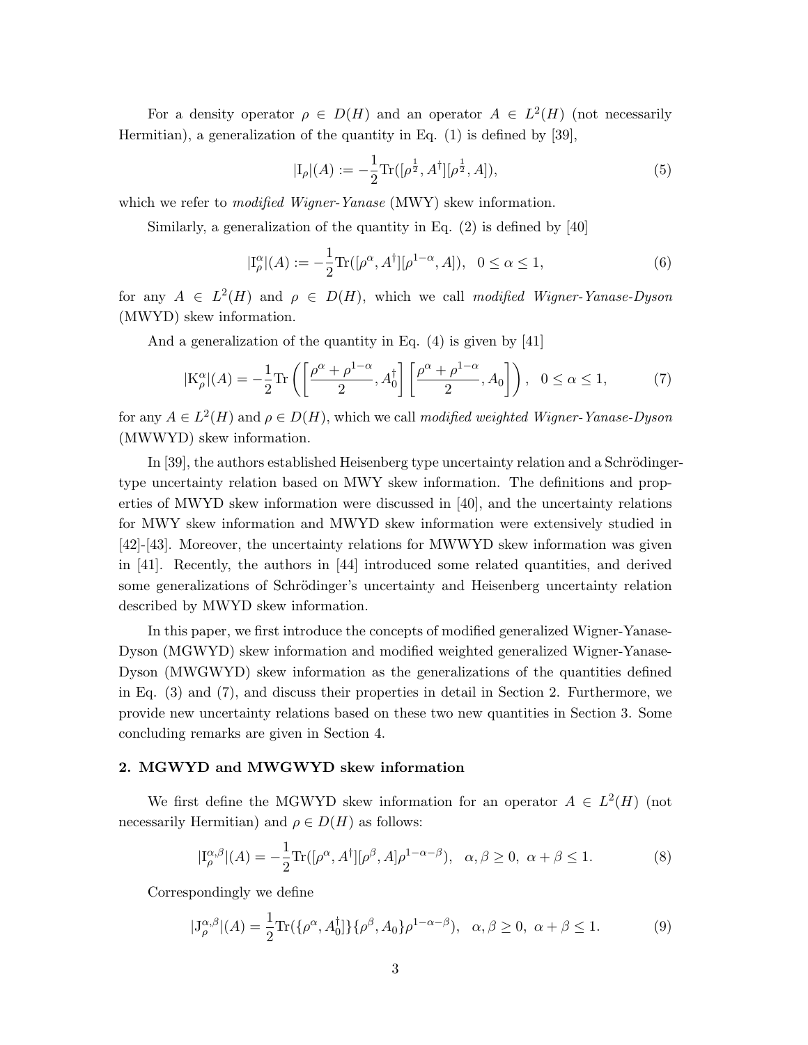For a density operator $\rho \in D(H)$ and an operator $A \in L^2(H)$ (not necessarily Hermitian), a generalization of the quantity in Eq. (1) is defined by [39],

$$|\mathrm{I}_\rho|(A) := -\frac{1}{2}\mathrm{Tr}([\rho^{\frac{1}{2}}, A^\dagger][\rho^{\frac{1}{2}}, A]), \tag{5}$$

which we refer to *modified Wigner-Yanase* (MWY) skew information.

Similarly, a generalization of the quantity in Eq. (2) is defined by [40]

$$|\mathrm{I}_\rho^\alpha|(A) := -\frac{1}{2}\mathrm{Tr}([\rho^\alpha, A^\dagger][\rho^{1-\alpha}, A]), \quad 0 \leq \alpha \leq 1, \tag{6}$$

for any $A \in L^2(H)$ and $\rho \in D(H)$, which we call *modified Wigner-Yanase-Dyson* (MWYD) skew information.

And a generalization of the quantity in Eq. (4) is given by [41]

$$|\mathrm{K}_\rho^\alpha|(A) = -\frac{1}{2}\mathrm{Tr}\left(\left[\frac{\rho^\alpha + \rho^{1-\alpha}}{2}, A_0^\dagger\right]\left[\frac{\rho^\alpha + \rho^{1-\alpha}}{2}, A_0\right]\right), \quad 0 \leq \alpha \leq 1, \tag{7}$$

for any $A \in L^2(H)$ and $\rho \in D(H)$, which we call *modified weighted Wigner-Yanase-Dyson* (MWWYD) skew information.

In [39], the authors established Heisenberg type uncertainty relation and a Schrödinger-type uncertainty relation based on MWY skew information. The definitions and properties of MWYD skew information were discussed in [40], and the uncertainty relations for MWY skew information and MWYD skew information were extensively studied in [42]-[43]. Moreover, the uncertainty relations for MWWYD skew information was given in [41]. Recently, the authors in [44] introduced some related quantities, and derived some generalizations of Schrödinger's uncertainty and Heisenberg uncertainty relation described by MWYD skew information.

In this paper, we first introduce the concepts of modified generalized Wigner-Yanase-Dyson (MGWYD) skew information and modified weighted generalized Wigner-Yanase-Dyson (MWGWYD) skew information as the generalizations of the quantities defined in Eq. (3) and (7), and discuss their properties in detail in Section 2. Furthermore, we provide new uncertainty relations based on these two new quantities in Section 3. Some concluding remarks are given in Section 4.

## 2. MGWYD and MWGWYD skew information

We first define the MGWYD skew information for an operator $A \in L^2(H)$ (not necessarily Hermitian) and $\rho \in D(H)$ as follows:

$$|\mathrm{I}_\rho^{\alpha,\beta}|(A) = -\frac{1}{2}\mathrm{Tr}([\rho^\alpha, A^\dagger][\rho^\beta, A]\rho^{1-\alpha-\beta}), \quad \alpha, \beta \geq 0, \ \alpha + \beta \leq 1. \tag{8}$$

Correspondingly we define

$$|\mathrm{J}_\rho^{\alpha,\beta}|(A) = \frac{1}{2}\mathrm{Tr}(\{\rho^\alpha, A_0^\dagger\}\{\rho^\beta, A_0\}\rho^{1-\alpha-\beta}), \quad \alpha, \beta \geq 0, \ \alpha + \beta \leq 1. \tag{9}$$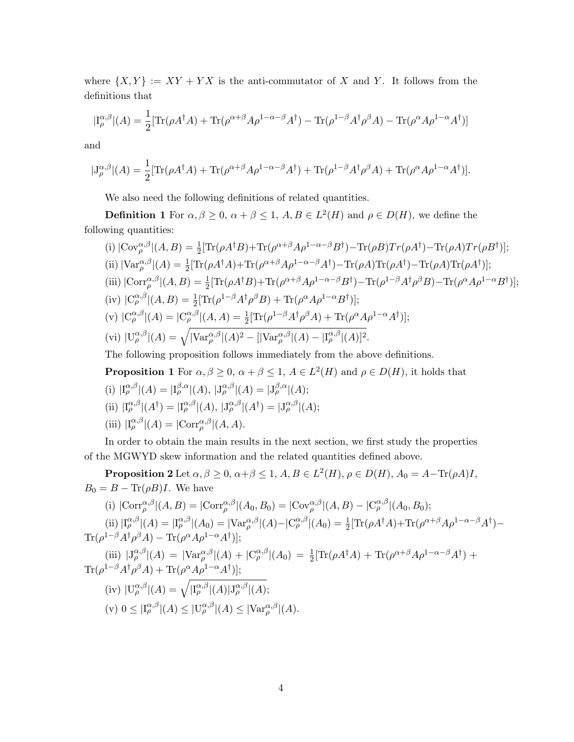where $\{X, Y\} := XY + YX$ is the anti-commutator of $X$ and $Y$. It follows from the definitions that

$$|\mathrm{I}_\rho^{\alpha,\beta}|(A) = \frac{1}{2}[\mathrm{Tr}(\rho A^\dagger A) + \mathrm{Tr}(\rho^{\alpha+\beta} A \rho^{1-\alpha-\beta} A^\dagger) - \mathrm{Tr}(\rho^{1-\beta} A^\dagger \rho^\beta A) - \mathrm{Tr}(\rho^\alpha A \rho^{1-\alpha} A^\dagger)]$$

and

$$|\mathrm{J}_\rho^{\alpha,\beta}|(A) = \frac{1}{2}[\mathrm{Tr}(\rho A^\dagger A) + \mathrm{Tr}(\rho^{\alpha+\beta} A \rho^{1-\alpha-\beta} A^\dagger) + \mathrm{Tr}(\rho^{1-\beta} A^\dagger \rho^\beta A) + \mathrm{Tr}(\rho^\alpha A \rho^{1-\alpha} A^\dagger)].$$

We also need the following definitions of related quantities.

**Definition 1** For $\alpha, \beta \geq 0$, $\alpha + \beta \leq 1$, $A, B \in L^2(H)$ and $\rho \in D(H)$, we define the following quantities:

(i) $|\mathrm{Cov}_\rho^{\alpha,\beta}|(A, B) = \frac{1}{2}[\mathrm{Tr}(\rho A^\dagger B) + \mathrm{Tr}(\rho^{\alpha+\beta} A \rho^{1-\alpha-\beta} B^\dagger) - \mathrm{Tr}(\rho B) Tr(\rho A^\dagger) - \mathrm{Tr}(\rho A) Tr(\rho B^\dagger)]$;

(ii) $|\mathrm{Var}_\rho^{\alpha,\beta}|(A) = \frac{1}{2}[\mathrm{Tr}(\rho A^\dagger A) + \mathrm{Tr}(\rho^{\alpha+\beta} A \rho^{1-\alpha-\beta} A^\dagger) - \mathrm{Tr}(\rho A)\mathrm{Tr}(\rho A^\dagger) - \mathrm{Tr}(\rho A)\mathrm{Tr}(\rho A^\dagger)]$;

(iii) $|\mathrm{Corr}_\rho^{\alpha,\beta}|(A, B) = \frac{1}{2}[\mathrm{Tr}(\rho A^\dagger B) + \mathrm{Tr}(\rho^{\alpha+\beta} A \rho^{1-\alpha-\beta} B^\dagger) - \mathrm{Tr}(\rho^{1-\beta} A^\dagger \rho^\beta B) - \mathrm{Tr}(\rho^\alpha A \rho^{1-\alpha} B^\dagger)]$;

(iv) $|\mathrm{C}_\rho^{\alpha,\beta}|(A, B) = \frac{1}{2}[\mathrm{Tr}(\rho^{1-\beta} A^\dagger \rho^\beta B) + \mathrm{Tr}(\rho^\alpha A \rho^{1-\alpha} B^\dagger)]$;

(v) $|\mathrm{C}_\rho^{\alpha,\beta}|(A) = |\mathrm{C}_\rho^{\alpha,\beta}|(A, A) = \frac{1}{2}[\mathrm{Tr}(\rho^{1-\beta} A^\dagger \rho^\beta A) + \mathrm{Tr}(\rho^\alpha A \rho^{1-\alpha} A^\dagger)]$;

(vi) $|\mathrm{U}_\rho^{\alpha,\beta}|(A) = \sqrt{|\mathrm{Var}_\rho^{\alpha,\beta}|(A)^2 - [|\mathrm{Var}_\rho^{\alpha,\beta}|(A) - |\mathrm{I}_\rho^{\alpha,\beta}|(A)]^2}$.

The following proposition follows immediately from the above definitions.

**Proposition 1** For $\alpha, \beta \geq 0$, $\alpha + \beta \leq 1$, $A \in L^2(H)$ and $\rho \in D(H)$, it holds that

(i) $|\mathrm{I}_\rho^{\alpha,\beta}|(A) = |\mathrm{I}_\rho^{\beta,\alpha}|(A)$, $|\mathrm{J}_\rho^{\alpha,\beta}|(A) = |\mathrm{J}_\rho^{\beta,\alpha}|(A)$;

(ii) $|\mathrm{I}_\rho^{\alpha,\beta}|(A^\dagger) = |\mathrm{I}_\rho^{\alpha,\beta}|(A)$, $|\mathrm{J}_\rho^{\alpha,\beta}|(A^\dagger) = |\mathrm{J}_\rho^{\alpha,\beta}|(A)$;

(iii) $|\mathrm{I}_\rho^{\alpha,\beta}|(A) = |\mathrm{Corr}_\rho^{\alpha,\beta}|(A, A)$.

In order to obtain the main results in the next section, we first study the properties of the MGWYD skew information and the related quantities defined above.

**Proposition 2** Let $\alpha, \beta \geq 0$, $\alpha + \beta \leq 1$, $A, B \in L^2(H)$, $\rho \in D(H)$, $A_0 = A - \mathrm{Tr}(\rho A)I$, $B_0 = B - \mathrm{Tr}(\rho B)I$. We have

(i) $|\mathrm{Corr}_\rho^{\alpha,\beta}|(A, B) = |\mathrm{Corr}_\rho^{\alpha,\beta}|(A_0, B_0) = |\mathrm{Cov}_\rho^{\alpha,\beta}|(A, B) - |\mathrm{C}_\rho^{\alpha,\beta}|(A_0, B_0)$;

(ii) $|\mathrm{I}_\rho^{\alpha,\beta}|(A) = |\mathrm{I}_\rho^{\alpha,\beta}|(A_0) = |\mathrm{Var}_\rho^{\alpha,\beta}|(A) - |\mathrm{C}_\rho^{\alpha,\beta}|(A_0) = \frac{1}{2}[\mathrm{Tr}(\rho A^\dagger A) + \mathrm{Tr}(\rho^{\alpha+\beta} A \rho^{1-\alpha-\beta} A^\dagger) - \mathrm{Tr}(\rho^{1-\beta} A^\dagger \rho^\beta A) - \mathrm{Tr}(\rho^\alpha A \rho^{1-\alpha} A^\dagger)]$;

(iii) $|\mathrm{J}_\rho^{\alpha,\beta}|(A) = |\mathrm{Var}_\rho^{\alpha,\beta}|(A) + |\mathrm{C}_\rho^{\alpha,\beta}|(A_0) = \frac{1}{2}[\mathrm{Tr}(\rho A^\dagger A) + \mathrm{Tr}(\rho^{\alpha+\beta} A \rho^{1-\alpha-\beta} A^\dagger) + \mathrm{Tr}(\rho^{1-\beta} A^\dagger \rho^\beta A) + \mathrm{Tr}(\rho^\alpha A \rho^{1-\alpha} A^\dagger)]$;

(iv) $|\mathrm{U}_\rho^{\alpha,\beta}|(A) = \sqrt{|\mathrm{I}_\rho^{\alpha,\beta}|(A) |\mathrm{J}_\rho^{\alpha,\beta}|(A)}$;

(v) $0 \leq |\mathrm{I}_\rho^{\alpha,\beta}|(A) \leq |\mathrm{U}_\rho^{\alpha,\beta}|(A) \leq |\mathrm{Var}_\rho^{\alpha,\beta}|(A)$.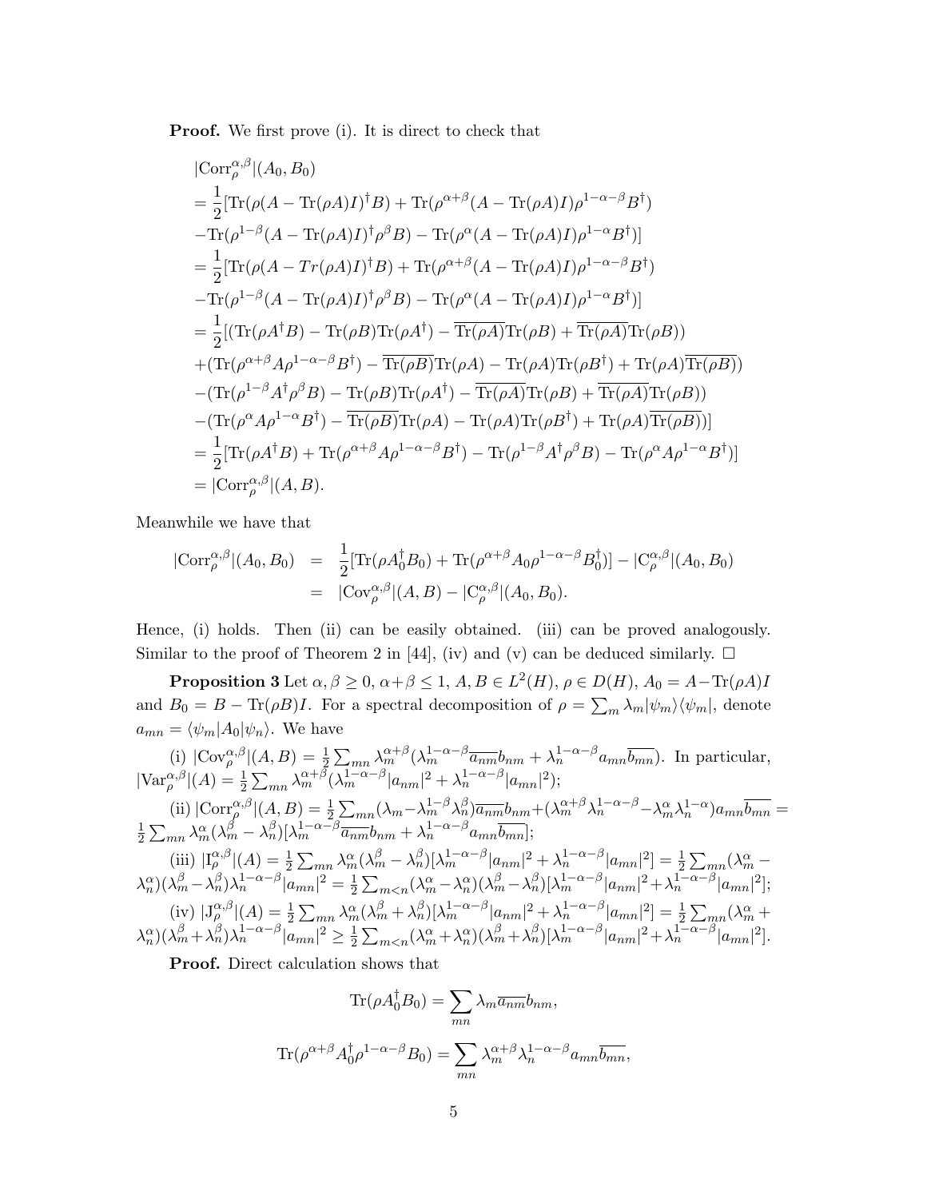**Proof.** We first prove (i). It is direct to check that

$$
\begin{aligned}
&|\mathrm{Corr}_\rho^{\alpha,\beta}|(A_0, B_0)\\
&= \frac{1}{2}[\mathrm{Tr}(\rho(A-\mathrm{Tr}(\rho A)I)^\dagger B) + \mathrm{Tr}(\rho^{\alpha+\beta}(A-\mathrm{Tr}(\rho A)I)\rho^{1-\alpha-\beta}B^\dagger)\\
&-\mathrm{Tr}(\rho^{1-\beta}(A-\mathrm{Tr}(\rho A)I)^\dagger\rho^\beta B) - \mathrm{Tr}(\rho^\alpha(A-\mathrm{Tr}(\rho A)I)\rho^{1-\alpha}B^\dagger)]\\
&= \frac{1}{2}[\mathrm{Tr}(\rho(A-Tr(\rho A)I)^\dagger B) + \mathrm{Tr}(\rho^{\alpha+\beta}(A-\mathrm{Tr}(\rho A)I)\rho^{1-\alpha-\beta}B^\dagger)\\
&-\mathrm{Tr}(\rho^{1-\beta}(A-\mathrm{Tr}(\rho A)I)^\dagger\rho^\beta B) - \mathrm{Tr}(\rho^\alpha(A-\mathrm{Tr}(\rho A)I)\rho^{1-\alpha}B^\dagger)]\\
&= \frac{1}{2}[(\mathrm{Tr}(\rho A^\dagger B) - \mathrm{Tr}(\rho B)\mathrm{Tr}(\rho A^\dagger) - \overline{\mathrm{Tr}(\rho A)}\mathrm{Tr}(\rho B) + \overline{\mathrm{Tr}(\rho A)}\mathrm{Tr}(\rho B))\\
&+(\mathrm{Tr}(\rho^{\alpha+\beta}A\rho^{1-\alpha-\beta}B^\dagger) - \overline{\mathrm{Tr}(\rho B)}\mathrm{Tr}(\rho A) - \mathrm{Tr}(\rho A)\mathrm{Tr}(\rho B^\dagger) + \mathrm{Tr}(\rho A)\overline{\mathrm{Tr}(\rho B)})\\
&-(\mathrm{Tr}(\rho^{1-\beta}A^\dagger\rho^\beta B) - \mathrm{Tr}(\rho B)\mathrm{Tr}(\rho A^\dagger) - \overline{\mathrm{Tr}(\rho A)}\mathrm{Tr}(\rho B) + \overline{\mathrm{Tr}(\rho A)}\mathrm{Tr}(\rho B))\\
&-(\mathrm{Tr}(\rho^\alpha A\rho^{1-\alpha}B^\dagger) - \overline{\mathrm{Tr}(\rho B)}\mathrm{Tr}(\rho A) - \mathrm{Tr}(\rho A)\mathrm{Tr}(\rho B^\dagger) + \mathrm{Tr}(\rho A)\overline{\mathrm{Tr}(\rho B)})]\\
&= \frac{1}{2}[\mathrm{Tr}(\rho A^\dagger B) + \mathrm{Tr}(\rho^{\alpha+\beta}A\rho^{1-\alpha-\beta}B^\dagger) - \mathrm{Tr}(\rho^{1-\beta}A^\dagger\rho^\beta B) - \mathrm{Tr}(\rho^\alpha A\rho^{1-\alpha}B^\dagger)]\\
&= |\mathrm{Corr}_\rho^{\alpha,\beta}|(A, B).
\end{aligned}
$$

Meanwhile we have that

$$
\begin{aligned}
|\mathrm{Corr}_\rho^{\alpha,\beta}|(A_0, B_0) &= \frac{1}{2}[\mathrm{Tr}(\rho A_0^\dagger B_0) + \mathrm{Tr}(\rho^{\alpha+\beta}A_0\rho^{1-\alpha-\beta}B_0^\dagger)] - |\mathrm{C}_\rho^{\alpha,\beta}|(A_0, B_0)\\
&= |\mathrm{Cov}_\rho^{\alpha,\beta}|(A, B) - |\mathrm{C}_\rho^{\alpha,\beta}|(A_0, B_0).
\end{aligned}
$$

Hence, (i) holds. Then (ii) can be easily obtained. (iii) can be proved analogously. Similar to the proof of Theorem 2 in [44], (iv) and (v) can be deduced similarly. □

**Proposition 3** Let $\alpha, \beta \geq 0$, $\alpha+\beta \leq 1$, $A, B \in L^2(H)$, $\rho \in D(H)$, $A_0 = A - \mathrm{Tr}(\rho A)I$ and $B_0 = B - \mathrm{Tr}(\rho B)I$. For a spectral decomposition of $\rho = \sum_m \lambda_m |\psi_m\rangle\langle\psi_m|$, denote $a_{mn} = \langle\psi_m|A_0|\psi_n\rangle$. We have

(i) $|\mathrm{Cov}_\rho^{\alpha,\beta}|(A, B) = \frac{1}{2}\sum_{mn}\lambda_m^{\alpha+\beta}(\lambda_m^{1-\alpha-\beta}\overline{a_{nm}}b_{nm} + \lambda_n^{1-\alpha-\beta}a_{mn}\overline{b_{mn}})$. In particular, $|\mathrm{Var}_\rho^{\alpha,\beta}|(A) = \frac{1}{2}\sum_{mn}\lambda_m^{\alpha+\beta}(\lambda_m^{1-\alpha-\beta}|a_{nm}|^2 + \lambda_n^{1-\alpha-\beta}|a_{mn}|^2)$;

(ii) $|\mathrm{Corr}_\rho^{\alpha,\beta}|(A, B) = \frac{1}{2}\sum_{mn}(\lambda_m - \lambda_m^{1-\beta}\lambda_n^\beta)\overline{a_{nm}}b_{nm} + (\lambda_m^{\alpha+\beta}\lambda_n^{1-\alpha-\beta} - \lambda_m^\alpha\lambda_n^{1-\alpha})a_{mn}\overline{b_{mn}} = \frac{1}{2}\sum_{mn}\lambda_m^\alpha(\lambda_m^\beta - \lambda_n^\beta)[\lambda_m^{1-\alpha-\beta}\overline{a_{nm}}b_{nm} + \lambda_n^{1-\alpha-\beta}a_{mn}\overline{b_{mn}}]$;

(iii) $|\mathrm{I}_\rho^{\alpha,\beta}|(A) = \frac{1}{2}\sum_{mn}\lambda_m^\alpha(\lambda_m^\beta - \lambda_n^\beta)[\lambda_m^{1-\alpha-\beta}|a_{nm}|^2 + \lambda_n^{1-\alpha-\beta}|a_{mn}|^2] = \frac{1}{2}\sum_{mn}(\lambda_m^\alpha - \lambda_n^\alpha)(\lambda_m^\beta - \lambda_n^\beta)\lambda_n^{1-\alpha-\beta}|a_{mn}|^2 = \frac{1}{2}\sum_{m<n}(\lambda_m^\alpha - \lambda_n^\alpha)(\lambda_m^\beta - \lambda_n^\beta)[\lambda_m^{1-\alpha-\beta}|a_{nm}|^2 + \lambda_n^{1-\alpha-\beta}|a_{mn}|^2]$;

(iv) $|\mathrm{J}_\rho^{\alpha,\beta}|(A) = \frac{1}{2}\sum_{mn}\lambda_m^\alpha(\lambda_m^\beta + \lambda_n^\beta)[\lambda_m^{1-\alpha-\beta}|a_{nm}|^2 + \lambda_n^{1-\alpha-\beta}|a_{mn}|^2] = \frac{1}{2}\sum_{mn}(\lambda_m^\alpha + \lambda_n^\alpha)(\lambda_m^\beta + \lambda_n^\beta)\lambda_n^{1-\alpha-\beta}|a_{mn}|^2 \geq \frac{1}{2}\sum_{m<n}(\lambda_m^\alpha + \lambda_n^\alpha)(\lambda_m^\beta + \lambda_n^\beta)[\lambda_m^{1-\alpha-\beta}|a_{nm}|^2 + \lambda_n^{1-\alpha-\beta}|a_{mn}|^2]$.

**Proof.** Direct calculation shows that

$$
\mathrm{Tr}(\rho A_0^\dagger B_0) = \sum_{mn}\lambda_m\overline{a_{nm}}b_{nm},
$$

$$
\mathrm{Tr}(\rho^{\alpha+\beta}A_0^\dagger\rho^{1-\alpha-\beta}B_0) = \sum_{mn}\lambda_m^{\alpha+\beta}\lambda_n^{1-\alpha-\beta}a_{mn}\overline{b_{mn}},
$$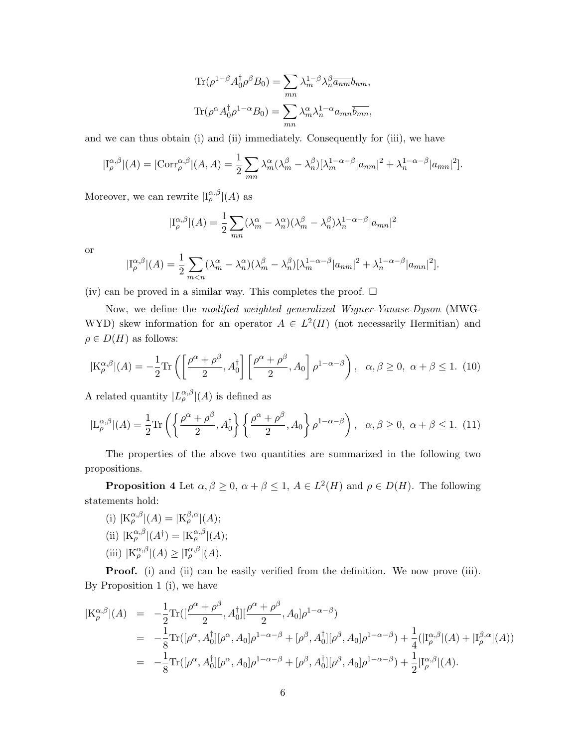$$\mathrm{Tr}(\rho^{1-\beta}A_0^\dagger\rho^\beta B_0) = \sum_{mn}\lambda_m^{1-\beta}\lambda_n^\beta\overline{a_{nm}}b_{nm},$$

$$\mathrm{Tr}(\rho^{\alpha}A_0^\dagger\rho^{1-\alpha} B_0) = \sum_{mn}\lambda_m^{\alpha}\lambda_n^{1-\alpha}a_{mn}\overline{b_{mn}},$$

and we can thus obtain (i) and (ii) immediately. Consequently for (iii), we have

$$|\mathrm{I}_\rho^{\alpha,\beta}|(A) = |\mathrm{Corr}_\rho^{\alpha,\beta}|(A,A) = \frac{1}{2}\sum_{mn}\lambda_m^\alpha(\lambda_m^\beta - \lambda_n^\beta)[\lambda_m^{1-\alpha-\beta}|a_{nm}|^2 + \lambda_n^{1-\alpha-\beta}|a_{mn}|^2].$$

Moreover, we can rewrite $|\mathrm{I}_\rho^{\alpha,\beta}|(A)$ as

$$|\mathrm{I}_\rho^{\alpha,\beta}|(A) = \frac{1}{2}\sum_{mn}(\lambda_m^\alpha - \lambda_n^\alpha)(\lambda_m^\beta - \lambda_n^\beta)\lambda_n^{1-\alpha-\beta}|a_{mn}|^2$$

or

$$|\mathrm{I}_\rho^{\alpha,\beta}|(A) = \frac{1}{2}\sum_{m<n}(\lambda_m^\alpha - \lambda_n^\alpha)(\lambda_m^\beta - \lambda_n^\beta)[\lambda_m^{1-\alpha-\beta}|a_{nm}|^2 + \lambda_n^{1-\alpha-\beta}|a_{mn}|^2].$$

(iv) can be proved in a similar way. This completes the proof. □

Now, we define the *modified weighted generalized Wigner-Yanase-Dyson* (MWG-WYD) skew information for an operator $A \in L^2(H)$ (not necessarily Hermitian) and $\rho \in D(H)$ as follows:

$$|\mathrm{K}_\rho^{\alpha,\beta}|(A) = -\frac{1}{2}\mathrm{Tr}\left(\left[\frac{\rho^\alpha+\rho^\beta}{2}, A_0^\dagger\right]\left[\frac{\rho^\alpha+\rho^\beta}{2}, A_0\right]\rho^{1-\alpha-\beta}\right), \quad \alpha,\beta \geq 0,\ \alpha+\beta \leq 1. \tag{10}$$

A related quantity $|L_\rho^{\alpha,\beta}|(A)$ is defined as

$$|\mathrm{L}_\rho^{\alpha,\beta}|(A) = \frac{1}{2}\mathrm{Tr}\left(\left\{\frac{\rho^\alpha+\rho^\beta}{2}, A_0^\dagger\right\}\left\{\frac{\rho^\alpha+\rho^\beta}{2}, A_0\right\}\rho^{1-\alpha-\beta}\right), \quad \alpha,\beta \geq 0,\ \alpha+\beta \leq 1. \tag{11}$$

The properties of the above two quantities are summarized in the following two propositions.

**Proposition 4** Let $\alpha,\beta \geq 0$, $\alpha+\beta \leq 1$, $A \in L^2(H)$ and $\rho \in D(H)$. The following statements hold:

(i) $|\mathrm{K}_\rho^{\alpha,\beta}|(A) = |\mathrm{K}_\rho^{\beta,\alpha}|(A)$;

(ii) $|\mathrm{K}_\rho^{\alpha,\beta}|(A^\dagger) = |\mathrm{K}_\rho^{\alpha,\beta}|(A)$;

(iii) $|\mathrm{K}_\rho^{\alpha,\beta}|(A) \geq |\mathrm{I}_\rho^{\alpha,\beta}|(A)$.

**Proof.** (i) and (ii) can be easily verified from the definition. We now prove (iii). By Proposition 1 (i), we have

$$\begin{aligned}
|\mathrm{K}_\rho^{\alpha,\beta}|(A) &= -\frac{1}{2}\mathrm{Tr}([\frac{\rho^\alpha+\rho^\beta}{2}, A_0^\dagger][\frac{\rho^\alpha+\rho^\beta}{2}, A_0]\rho^{1-\alpha-\beta}) \\
&= -\frac{1}{8}\mathrm{Tr}([\rho^\alpha, A_0^\dagger][\rho^\alpha, A_0]\rho^{1-\alpha-\beta} + [\rho^\beta, A_0^\dagger][\rho^\beta, A_0]\rho^{1-\alpha-\beta}) + \frac{1}{4}(|\mathrm{I}_\rho^{\alpha,\beta}|(A) + |\mathrm{I}_\rho^{\beta,\alpha}|(A)) \\
&= -\frac{1}{8}\mathrm{Tr}([\rho^\alpha, A_0^\dagger][\rho^\alpha, A_0]\rho^{1-\alpha-\beta} + [\rho^\beta, A_0^\dagger][\rho^\beta, A_0]\rho^{1-\alpha-\beta}) + \frac{1}{2}|\mathrm{I}_\rho^{\alpha,\beta}|(A).
\end{aligned}$$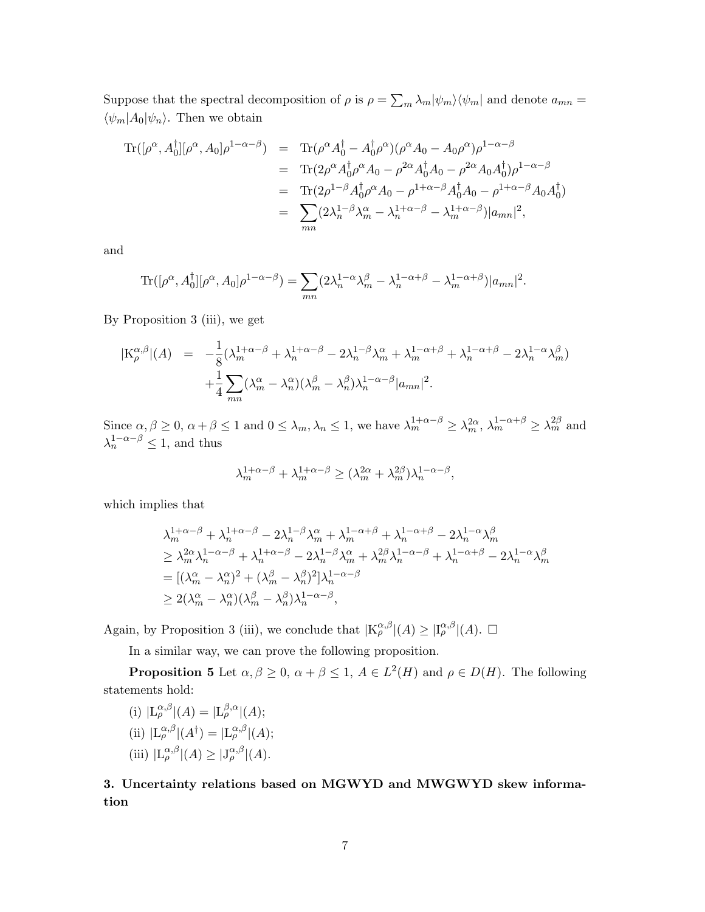Suppose that the spectral decomposition of $\rho$ is $\rho = \sum_m \lambda_m |\psi_m\rangle\langle\psi_m|$ and denote $a_{mn} = \langle\psi_m|A_0|\psi_n\rangle$. Then we obtain

$$
\begin{aligned}
\mathrm{Tr}([\rho^\alpha, A_0^\dagger][\rho^\alpha, A_0]\rho^{1-\alpha-\beta}) &= \mathrm{Tr}(\rho^\alpha A_0^\dagger - A_0^\dagger\rho^\alpha)(\rho^\alpha A_0 - A_0\rho^\alpha)\rho^{1-\alpha-\beta} \\
&= \mathrm{Tr}(2\rho^\alpha A_0^\dagger\rho^\alpha A_0 - \rho^{2\alpha}A_0^\dagger A_0 - \rho^{2\alpha}A_0A_0^\dagger)\rho^{1-\alpha-\beta} \\
&= \mathrm{Tr}(2\rho^{1-\beta}A_0^\dagger\rho^\alpha A_0 - \rho^{1+\alpha-\beta}A_0^\dagger A_0 - \rho^{1+\alpha-\beta}A_0A_0^\dagger) \\
&= \sum_{mn}(2\lambda_n^{1-\beta}\lambda_m^\alpha - \lambda_n^{1+\alpha-\beta} - \lambda_m^{1+\alpha-\beta})|a_{mn}|^2,
\end{aligned}
$$

and

$$
\mathrm{Tr}([\rho^\alpha, A_0^\dagger][\rho^\alpha, A_0]\rho^{1-\alpha-\beta}) = \sum_{mn}(2\lambda_n^{1-\alpha}\lambda_m^\beta - \lambda_n^{1-\alpha+\beta} - \lambda_m^{1-\alpha+\beta})|a_{mn}|^2.
$$

By Proposition 3 (iii), we get

$$
\begin{aligned}
|\mathrm{K}_\rho^{\alpha,\beta}|(A) &= -\frac{1}{8}(\lambda_m^{1+\alpha-\beta} + \lambda_n^{1+\alpha-\beta} - 2\lambda_n^{1-\beta}\lambda_m^\alpha + \lambda_m^{1-\alpha+\beta} + \lambda_n^{1-\alpha+\beta} - 2\lambda_n^{1-\alpha}\lambda_m^\beta) \\
&\quad + \frac{1}{4}\sum_{mn}(\lambda_m^\alpha - \lambda_n^\alpha)(\lambda_m^\beta - \lambda_n^\beta)\lambda_n^{1-\alpha-\beta}|a_{mn}|^2.
\end{aligned}
$$

Since $\alpha, \beta \geq 0$, $\alpha + \beta \leq 1$ and $0 \leq \lambda_m, \lambda_n \leq 1$, we have $\lambda_m^{1+\alpha-\beta} \geq \lambda_m^{2\alpha}$, $\lambda_m^{1-\alpha+\beta} \geq \lambda_m^{2\beta}$ and $\lambda_n^{1-\alpha-\beta} \leq 1$, and thus

$$
\lambda_m^{1+\alpha-\beta} + \lambda_m^{1+\alpha-\beta} \geq (\lambda_m^{2\alpha} + \lambda_m^{2\beta})\lambda_n^{1-\alpha-\beta},
$$

which implies that

$$
\begin{aligned}
&\lambda_m^{1+\alpha-\beta} + \lambda_n^{1+\alpha-\beta} - 2\lambda_n^{1-\beta}\lambda_m^\alpha + \lambda_m^{1-\alpha+\beta} + \lambda_n^{1-\alpha+\beta} - 2\lambda_n^{1-\alpha}\lambda_m^\beta \\
&\geq \lambda_m^{2\alpha}\lambda_n^{1-\alpha-\beta} + \lambda_n^{1+\alpha-\beta} - 2\lambda_n^{1-\beta}\lambda_m^\alpha + \lambda_m^{2\beta}\lambda_n^{1-\alpha-\beta} + \lambda_n^{1-\alpha+\beta} - 2\lambda_n^{1-\alpha}\lambda_m^\beta \\
&= [(\lambda_m^\alpha - \lambda_n^\alpha)^2 + (\lambda_m^\beta - \lambda_n^\beta)^2]\lambda_n^{1-\alpha-\beta} \\
&\geq 2(\lambda_m^\alpha - \lambda_n^\alpha)(\lambda_m^\beta - \lambda_n^\beta)\lambda_n^{1-\alpha-\beta},
\end{aligned}
$$

Again, by Proposition 3 (iii), we conclude that $|\mathrm{K}_\rho^{\alpha,\beta}|(A) \geq |\mathrm{I}_\rho^{\alpha,\beta}|(A)$. $\square$

In a similar way, we can prove the following proposition.

**Proposition 5** Let $\alpha, \beta \geq 0$, $\alpha + \beta \leq 1$, $A \in L^2(H)$ and $\rho \in D(H)$. The following statements hold:

(i) $|\mathrm{L}_\rho^{\alpha,\beta}|(A) = |\mathrm{L}_\rho^{\beta,\alpha}|(A)$;

(ii) $|\mathrm{L}_\rho^{\alpha,\beta}|(A^\dagger) = |\mathrm{L}_\rho^{\alpha,\beta}|(A)$;

(iii) $|\mathrm{L}_\rho^{\alpha,\beta}|(A) \geq |\mathrm{J}_\rho^{\alpha,\beta}|(A)$.

## 3. Uncertainty relations based on MGWYD and MWGWYD skew information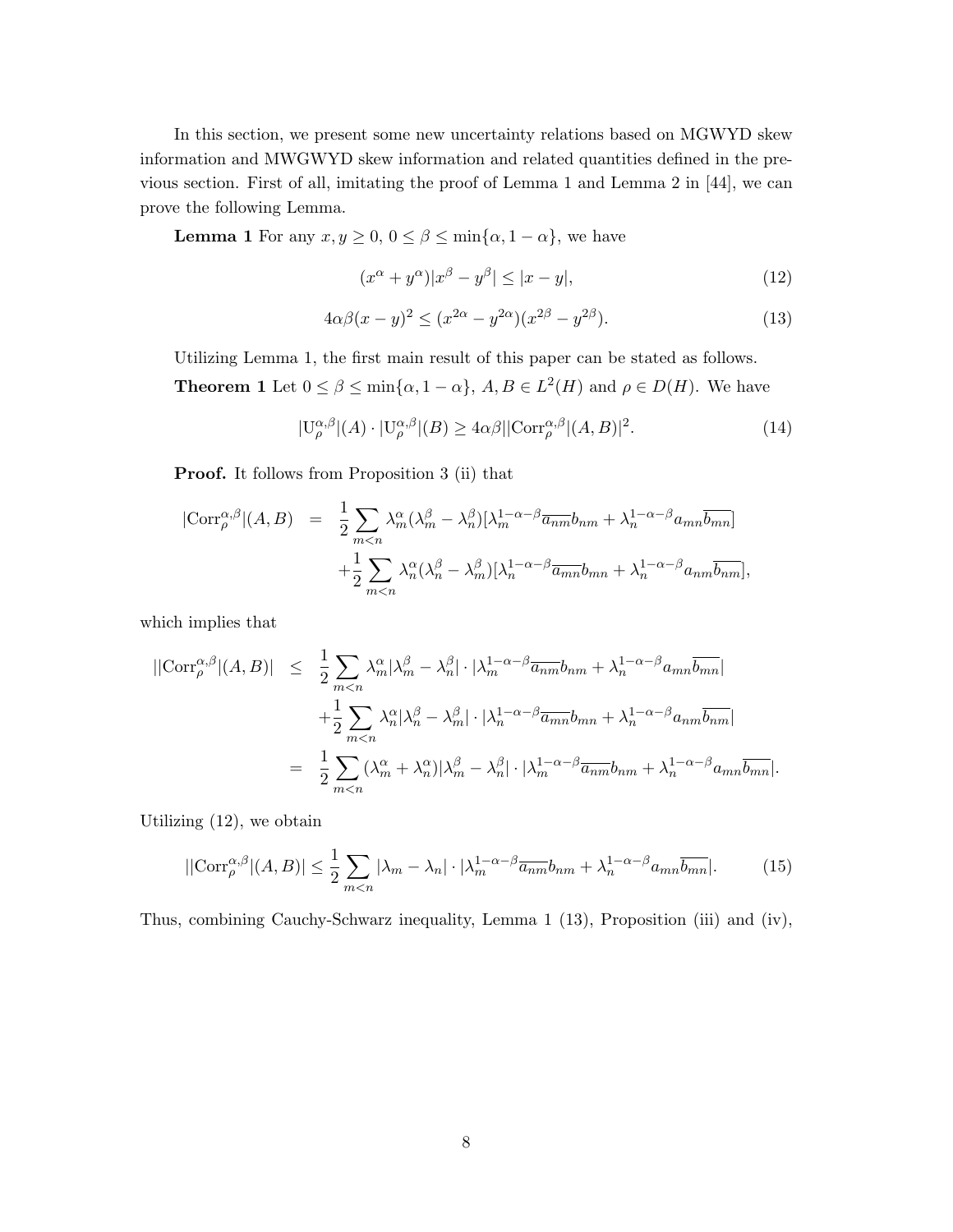In this section, we present some new uncertainty relations based on MGWYD skew information and MWGWYD skew information and related quantities defined in the previous section. First of all, imitating the proof of Lemma 1 and Lemma 2 in [44], we can prove the following Lemma.

**Lemma 1** For any $x, y \geq 0$, $0 \leq \beta \leq \min\{\alpha, 1-\alpha\}$, we have

$$(x^\alpha + y^\alpha)|x^\beta - y^\beta| \leq |x - y|, \tag{12}$$

$$4\alpha\beta(x-y)^2 \leq (x^{2\alpha} - y^{2\alpha})(x^{2\beta} - y^{2\beta}). \tag{13}$$

Utilizing Lemma 1, the first main result of this paper can be stated as follows.

**Theorem 1** Let $0 \leq \beta \leq \min\{\alpha, 1-\alpha\}$, $A, B \in L^2(H)$ and $\rho \in D(H)$. We have

$$|\mathrm{U}_\rho^{\alpha,\beta}|(A) \cdot |\mathrm{U}_\rho^{\alpha,\beta}|(B) \geq 4\alpha\beta||\mathrm{Corr}_\rho^{\alpha,\beta}|(A,B)|^2. \tag{14}$$

**Proof.** It follows from Proposition 3 (ii) that

$$\begin{aligned}
|\mathrm{Corr}_\rho^{\alpha,\beta}|(A,B) &= \frac{1}{2}\sum_{m<n} \lambda_m^\alpha(\lambda_m^\beta - \lambda_n^\beta)[\lambda_m^{1-\alpha-\beta}\overline{a_{nm}}b_{nm} + \lambda_n^{1-\alpha-\beta}a_{mn}\overline{b_{mn}}] \\
&\quad + \frac{1}{2}\sum_{m<n} \lambda_n^\alpha(\lambda_n^\beta - \lambda_m^\beta)[\lambda_n^{1-\alpha-\beta}\overline{a_{mn}}b_{mn} + \lambda_n^{1-\alpha-\beta}a_{nm}\overline{b_{nm}}],
\end{aligned}$$

which implies that

$$\begin{aligned}
||\mathrm{Corr}_\rho^{\alpha,\beta}|(A,B)| &\leq \frac{1}{2}\sum_{m<n} \lambda_m^\alpha|\lambda_m^\beta - \lambda_n^\beta| \cdot |\lambda_m^{1-\alpha-\beta}\overline{a_{nm}}b_{nm} + \lambda_n^{1-\alpha-\beta}a_{mn}\overline{b_{mn}}| \\
&\quad + \frac{1}{2}\sum_{m<n} \lambda_n^\alpha|\lambda_n^\beta - \lambda_m^\beta| \cdot |\lambda_n^{1-\alpha-\beta}\overline{a_{mn}}b_{mn} + \lambda_n^{1-\alpha-\beta}a_{nm}\overline{b_{nm}}| \\
&= \frac{1}{2}\sum_{m<n} (\lambda_m^\alpha + \lambda_n^\alpha)|\lambda_m^\beta - \lambda_n^\beta| \cdot |\lambda_m^{1-\alpha-\beta}\overline{a_{nm}}b_{nm} + \lambda_n^{1-\alpha-\beta}a_{mn}\overline{b_{mn}}|.
\end{aligned}$$

Utilizing (12), we obtain

$$||\mathrm{Corr}_\rho^{\alpha,\beta}|(A,B)| \leq \frac{1}{2}\sum_{m<n} |\lambda_m - \lambda_n| \cdot |\lambda_m^{1-\alpha-\beta}\overline{a_{nm}}b_{nm} + \lambda_n^{1-\alpha-\beta}a_{mn}\overline{b_{mn}}|. \tag{15}$$

Thus, combining Cauchy-Schwarz inequality, Lemma 1 (13), Proposition (iii) and (iv),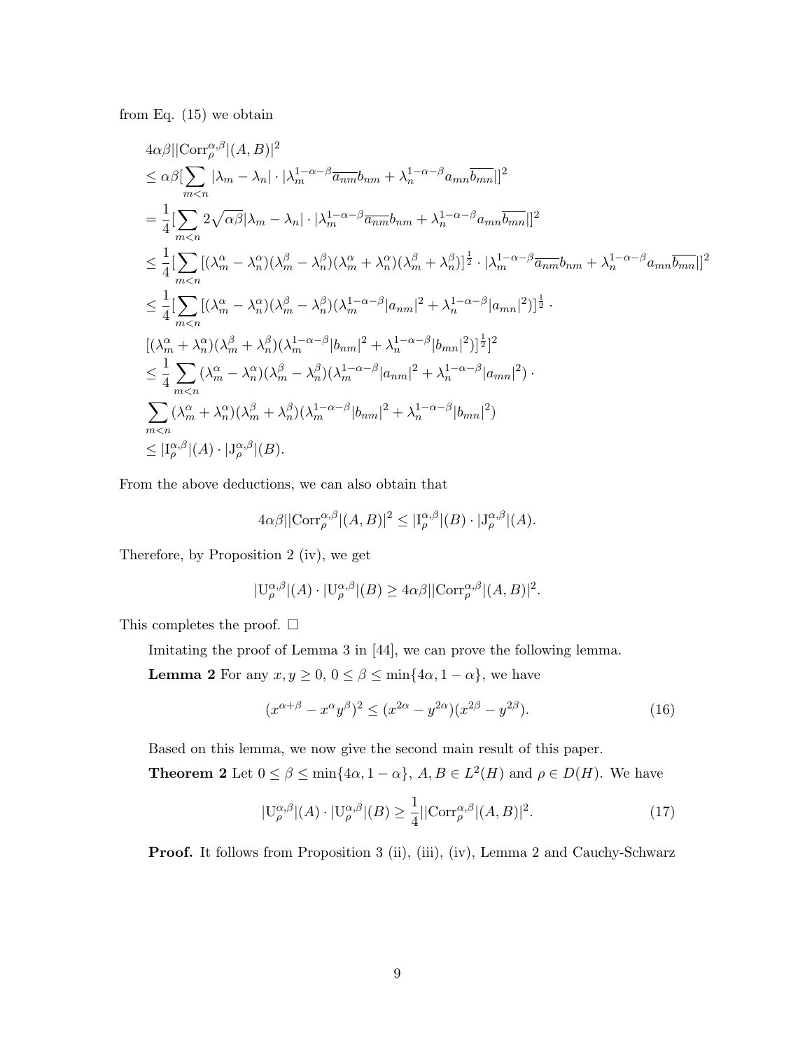from Eq. (15) we obtain

$$
\begin{aligned}
&4\alpha\beta||\mathrm{Corr}_\rho^{\alpha,\beta}|(A,B)|^2 \\
&\le \alpha\beta[\sum_{m<n}|\lambda_m-\lambda_n|\cdot|\lambda_m^{1-\alpha-\beta}\overline{a_{nm}}b_{nm}+\lambda_n^{1-\alpha-\beta}a_{mn}\overline{b_{mn}}|]^2 \\
&=\frac{1}{4}[\sum_{m<n}2\sqrt{\alpha\beta}|\lambda_m-\lambda_n|\cdot|\lambda_m^{1-\alpha-\beta}\overline{a_{nm}}b_{nm}+\lambda_n^{1-\alpha-\beta}a_{mn}\overline{b_{mn}}|]^2 \\
&\le\frac{1}{4}[\sum_{m<n}[(\lambda_m^\alpha-\lambda_n^\alpha)(\lambda_m^\beta-\lambda_n^\beta)(\lambda_m^\alpha+\lambda_n^\alpha)(\lambda_m^\beta+\lambda_n^\beta)]^{\frac{1}{2}}\cdot|\lambda_m^{1-\alpha-\beta}\overline{a_{nm}}b_{nm}+\lambda_n^{1-\alpha-\beta}a_{mn}\overline{b_{mn}}|]^2 \\
&\le\frac{1}{4}[\sum_{m<n}[(\lambda_m^\alpha-\lambda_n^\alpha)(\lambda_m^\beta-\lambda_n^\beta)(\lambda_m^{1-\alpha-\beta}|a_{nm}|^2+\lambda_n^{1-\alpha-\beta}|a_{mn}|^2)]^{\frac{1}{2}}\cdot \\
&[(\lambda_m^\alpha+\lambda_n^\alpha)(\lambda_m^\beta+\lambda_n^\beta)(\lambda_m^{1-\alpha-\beta}|b_{nm}|^2+\lambda_n^{1-\alpha-\beta}|b_{mn}|^2)]^{\frac{1}{2}}]^2 \\
&\le\frac{1}{4}\sum_{m<n}(\lambda_m^\alpha-\lambda_n^\alpha)(\lambda_m^\beta-\lambda_n^\beta)(\lambda_m^{1-\alpha-\beta}|a_{nm}|^2+\lambda_n^{1-\alpha-\beta}|a_{mn}|^2)\cdot \\
&\sum_{m<n}(\lambda_m^\alpha+\lambda_n^\alpha)(\lambda_m^\beta+\lambda_n^\beta)(\lambda_m^{1-\alpha-\beta}|b_{nm}|^2+\lambda_n^{1-\alpha-\beta}|b_{mn}|^2) \\
&\le|\mathrm{I}_\rho^{\alpha,\beta}|(A)\cdot|\mathrm{J}_\rho^{\alpha,\beta}|(B).
\end{aligned}
$$

From the above deductions, we can also obtain that

$$4\alpha\beta||\mathrm{Corr}_\rho^{\alpha,\beta}|(A,B)|^2\le|\mathrm{I}_\rho^{\alpha,\beta}|(B)\cdot|\mathrm{J}_\rho^{\alpha,\beta}|(A).$$

Therefore, by Proposition 2 (iv), we get

$$|\mathrm{U}_\rho^{\alpha,\beta}|(A)\cdot|\mathrm{U}_\rho^{\alpha,\beta}|(B)\ge 4\alpha\beta||\mathrm{Corr}_\rho^{\alpha,\beta}|(A,B)|^2.$$

This completes the proof. □

Imitating the proof of Lemma 3 in [44], we can prove the following lemma.

**Lemma 2** For any $x,y\ge 0$, $0\le\beta\le\min\{4\alpha,1-\alpha\}$, we have

$$(x^{\alpha+\beta}-x^\alpha y^\beta)^2\le(x^{2\alpha}-y^{2\alpha})(x^{2\beta}-y^{2\beta}). \tag{16}$$

Based on this lemma, we now give the second main result of this paper.

**Theorem 2** Let $0\le\beta\le\min\{4\alpha,1-\alpha\}$, $A,B\in L^2(H)$ and $\rho\in D(H)$. We have

$$|\mathrm{U}_\rho^{\alpha,\beta}|(A)\cdot|\mathrm{U}_\rho^{\alpha,\beta}|(B)\ge\frac{1}{4}||\mathrm{Corr}_\rho^{\alpha,\beta}|(A,B)|^2. \tag{17}$$

**Proof.** It follows from Proposition 3 (ii), (iii), (iv), Lemma 2 and Cauchy-Schwarz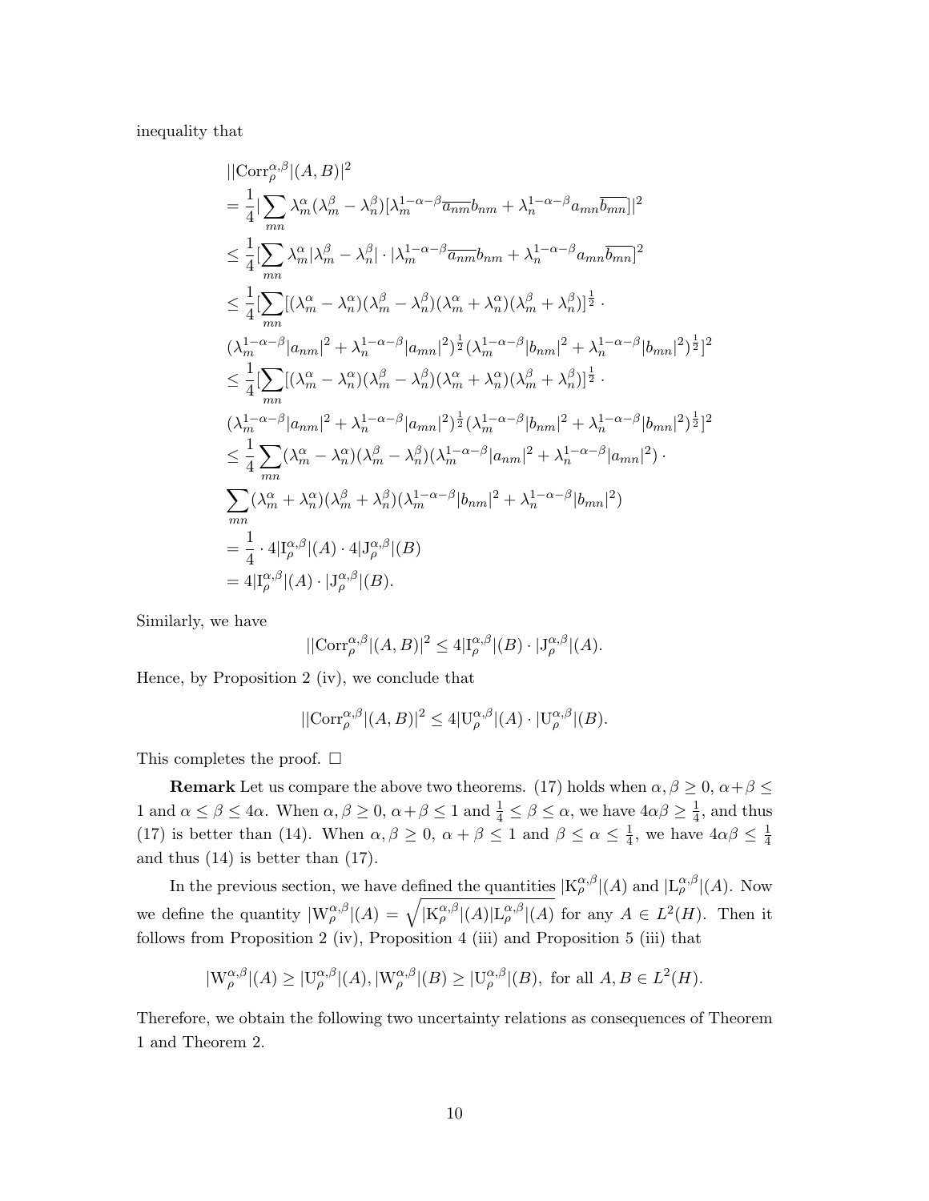inequality that

$$
\begin{aligned}
& ||\mathrm{Corr}_\rho^{\alpha,\beta}|(A,B)|^2 \\
&= \frac{1}{4}|\sum_{mn} \lambda_m^\alpha(\lambda_m^\beta - \lambda_n^\beta)[\lambda_m^{1-\alpha-\beta}\overline{a_{nm}}b_{nm} + \lambda_n^{1-\alpha-\beta}a_{mn}\overline{b_{mn}}]|^2 \\
&\le \frac{1}{4}[\sum_{mn} \lambda_m^\alpha|\lambda_m^\beta - \lambda_n^\beta| \cdot |\lambda_m^{1-\alpha-\beta}\overline{a_{nm}}b_{nm} + \lambda_n^{1-\alpha-\beta}a_{mn}\overline{b_{mn}}]^2 \\
&\le \frac{1}{4}[\sum_{mn}[(\lambda_m^\alpha - \lambda_n^\alpha)(\lambda_m^\beta - \lambda_n^\beta)(\lambda_m^\alpha + \lambda_n^\alpha)(\lambda_m^\beta + \lambda_n^\beta)]^{\frac{1}{2}} \cdot \\
&(\lambda_m^{1-\alpha-\beta}|a_{nm}|^2 + \lambda_n^{1-\alpha-\beta}|a_{mn}|^2)^{\frac{1}{2}}(\lambda_m^{1-\alpha-\beta}|b_{nm}|^2 + \lambda_n^{1-\alpha-\beta}|b_{mn}|^2)^{\frac{1}{2}}]^2 \\
&\le \frac{1}{4}[\sum_{mn}[(\lambda_m^\alpha - \lambda_n^\alpha)(\lambda_m^\beta - \lambda_n^\beta)(\lambda_m^\alpha + \lambda_n^\alpha)(\lambda_m^\beta + \lambda_n^\beta)]^{\frac{1}{2}} \cdot \\
&(\lambda_m^{1-\alpha-\beta}|a_{nm}|^2 + \lambda_n^{1-\alpha-\beta}|a_{mn}|^2)^{\frac{1}{2}}(\lambda_m^{1-\alpha-\beta}|b_{nm}|^2 + \lambda_n^{1-\alpha-\beta}|b_{mn}|^2)^{\frac{1}{2}}]^2 \\
&\le \frac{1}{4}\sum_{mn}(\lambda_m^\alpha - \lambda_n^\alpha)(\lambda_m^\beta - \lambda_n^\beta)(\lambda_m^{1-\alpha-\beta}|a_{nm}|^2 + \lambda_n^{1-\alpha-\beta}|a_{mn}|^2) \cdot \\
&\sum_{mn}(\lambda_m^\alpha + \lambda_n^\alpha)(\lambda_m^\beta + \lambda_n^\beta)(\lambda_m^{1-\alpha-\beta}|b_{nm}|^2 + \lambda_n^{1-\alpha-\beta}|b_{mn}|^2) \\
&= \frac{1}{4} \cdot 4|\mathrm{I}_\rho^{\alpha,\beta}|(A) \cdot 4|\mathrm{J}_\rho^{\alpha,\beta}|(B) \\
&= 4|\mathrm{I}_\rho^{\alpha,\beta}|(A) \cdot |\mathrm{J}_\rho^{\alpha,\beta}|(B).
\end{aligned}
$$

Similarly, we have

$$||\mathrm{Corr}_\rho^{\alpha,\beta}|(A,B)|^2 \le 4|\mathrm{I}_\rho^{\alpha,\beta}|(B) \cdot |\mathrm{J}_\rho^{\alpha,\beta}|(A).$$

Hence, by Proposition 2 (iv), we conclude that

$$||\mathrm{Corr}_\rho^{\alpha,\beta}|(A,B)|^2 \le 4|\mathrm{U}_\rho^{\alpha,\beta}|(A) \cdot |\mathrm{U}_\rho^{\alpha,\beta}|(B).$$

This completes the proof. □

**Remark** Let us compare the above two theorems. (17) holds when $\alpha, \beta \ge 0$, $\alpha+\beta \le 1$ and $\alpha \le \beta \le 4\alpha$. When $\alpha, \beta \ge 0$, $\alpha+\beta \le 1$ and $\frac{1}{4} \le \beta \le \alpha$, we have $4\alpha\beta \ge \frac{1}{4}$, and thus (17) is better than (14). When $\alpha, \beta \ge 0$, $\alpha + \beta \le 1$ and $\beta \le \alpha \le \frac{1}{4}$, we have $4\alpha\beta \le \frac{1}{4}$ and thus (14) is better than (17).

In the previous section, we have defined the quantities $|\mathrm{K}_\rho^{\alpha,\beta}|(A)$ and $|\mathrm{L}_\rho^{\alpha,\beta}|(A)$. Now we define the quantity $|\mathrm{W}_\rho^{\alpha,\beta}|(A) = \sqrt{|\mathrm{K}_\rho^{\alpha,\beta}|(A)|\mathrm{L}_\rho^{\alpha,\beta}|(A)}$ for any $A \in L^2(H)$. Then it follows from Proposition 2 (iv), Proposition 4 (iii) and Proposition 5 (iii) that

$$|\mathrm{W}_\rho^{\alpha,\beta}|(A) \ge |\mathrm{U}_\rho^{\alpha,\beta}|(A), |\mathrm{W}_\rho^{\alpha,\beta}|(B) \ge |\mathrm{U}_\rho^{\alpha,\beta}|(B), \text{ for all } A, B \in L^2(H).$$

Therefore, we obtain the following two uncertainty relations as consequences of Theorem 1 and Theorem 2.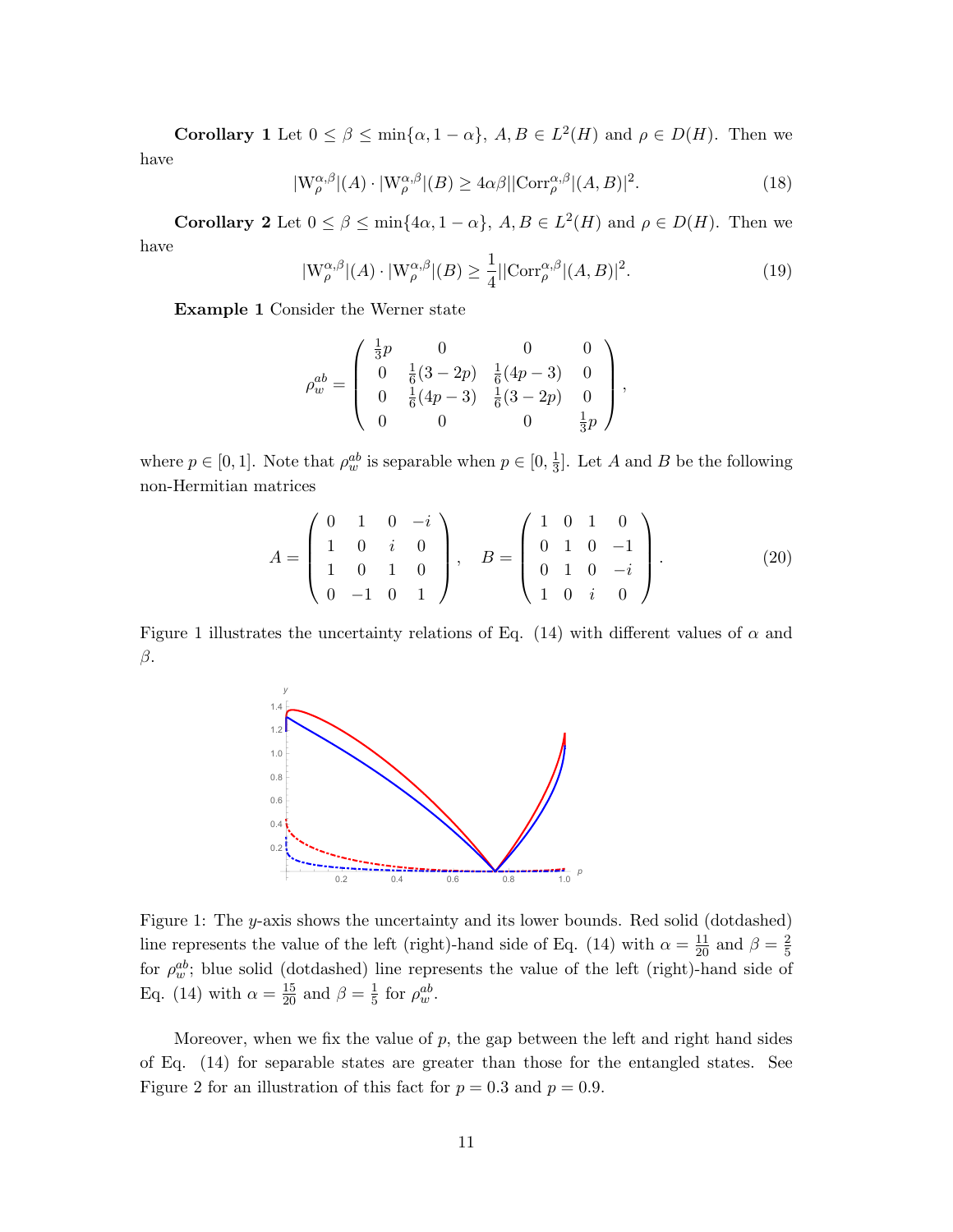**Corollary 1** Let $0 \leq \beta \leq \min\{\alpha, 1-\alpha\}$, $A, B \in L^2(H)$ and $\rho \in D(H)$. Then we have

$$|\mathrm{W}_\rho^{\alpha,\beta}|(A) \cdot |\mathrm{W}_\rho^{\alpha,\beta}|(B) \geq 4\alpha\beta ||\mathrm{Corr}_\rho^{\alpha,\beta}|(A,B)|^2. \tag{18}$$

**Corollary 2** Let $0 \leq \beta \leq \min\{4\alpha, 1-\alpha\}$, $A, B \in L^2(H)$ and $\rho \in D(H)$. Then we have

$$|\mathrm{W}_\rho^{\alpha,\beta}|(A) \cdot |\mathrm{W}_\rho^{\alpha,\beta}|(B) \geq \frac{1}{4} ||\mathrm{Corr}_\rho^{\alpha,\beta}|(A,B)|^2. \tag{19}$$

**Example 1** Consider the Werner state

$$\rho_w^{ab} = \begin{pmatrix} \frac{1}{3}p & 0 & 0 & 0 \\ 0 & \frac{1}{6}(3-2p) & \frac{1}{6}(4p-3) & 0 \\ 0 & \frac{1}{6}(4p-3) & \frac{1}{6}(3-2p) & 0 \\ 0 & 0 & 0 & \frac{1}{3}p \end{pmatrix},$$

where $p \in [0,1]$. Note that $\rho_w^{ab}$ is separable when $p \in [0, \frac{1}{3}]$. Let $A$ and $B$ be the following non-Hermitian matrices

$$A = \begin{pmatrix} 0 & 1 & 0 & -i \\ 1 & 0 & i & 0 \\ 1 & 0 & 1 & 0 \\ 0 & -1 & 0 & 1 \end{pmatrix}, \quad B = \begin{pmatrix} 1 & 0 & 1 & 0 \\ 0 & 1 & 0 & -1 \\ 0 & 1 & 0 & -i \\ 1 & 0 & i & 0 \end{pmatrix}. \tag{20}$$

Figure 1 illustrates the uncertainty relations of Eq. (14) with different values of $\alpha$ and $\beta$.

Figure 1: The $y$-axis shows the uncertainty and its lower bounds. Red solid (dotdashed) line represents the value of the left (right)-hand side of Eq. (14) with $\alpha = \frac{11}{20}$ and $\beta = \frac{2}{5}$ for $\rho_w^{ab}$; blue solid (dotdashed) line represents the value of the left (right)-hand side of Eq. (14) with $\alpha = \frac{15}{20}$ and $\beta = \frac{1}{5}$ for $\rho_w^{ab}$.

Moreover, when we fix the value of $p$, the gap between the left and right hand sides of Eq. (14) for separable states are greater than those for the entangled states. See Figure 2 for an illustration of this fact for $p = 0.3$ and $p = 0.9$.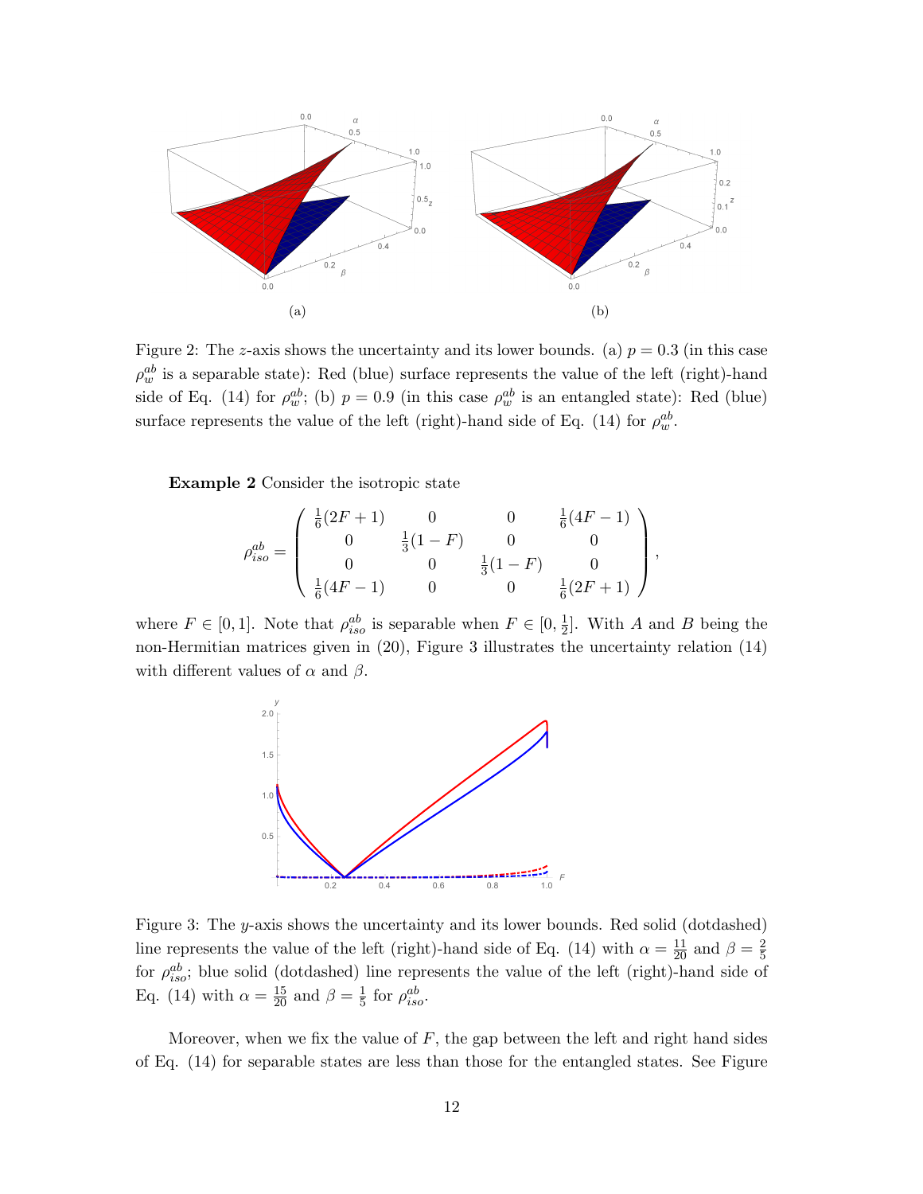(a)

(b)

Figure 2: The $z$-axis shows the uncertainty and its lower bounds. (a) $p = 0.3$ (in this case $\rho_w^{ab}$ is a separable state): Red (blue) surface represents the value of the left (right)-hand side of Eq. (14) for $\rho_w^{ab}$; (b) $p = 0.9$ (in this case $\rho_w^{ab}$ is an entangled state): Red (blue) surface represents the value of the left (right)-hand side of Eq. (14) for $\rho_w^{ab}$.

**Example 2** Consider the isotropic state

$$
\rho_{iso}^{ab} = \begin{pmatrix} \frac{1}{6}(2F+1) & 0 & 0 & \frac{1}{6}(4F-1) \\ 0 & \frac{1}{3}(1-F) & 0 & 0 \\ 0 & 0 & \frac{1}{3}(1-F) & 0 \\ \frac{1}{6}(4F-1) & 0 & 0 & \frac{1}{6}(2F+1) \end{pmatrix},
$$

where $F \in [0, 1]$. Note that $\rho_{iso}^{ab}$ is separable when $F \in [0, \frac{1}{2}]$. With $A$ and $B$ being the non-Hermitian matrices given in (20), Figure 3 illustrates the uncertainty relation (14) with different values of $\alpha$ and $\beta$.

Figure 3: The $y$-axis shows the uncertainty and its lower bounds. Red solid (dotdashed) line represents the value of the left (right)-hand side of Eq. (14) with $\alpha = \frac{11}{20}$ and $\beta = \frac{2}{5}$ for $\rho_{iso}^{ab}$; blue solid (dotdashed) line represents the value of the left (right)-hand side of Eq. (14) with $\alpha = \frac{15}{20}$ and $\beta = \frac{1}{5}$ for $\rho_{iso}^{ab}$.

Moreover, when we fix the value of $F$, the gap between the left and right hand sides of Eq. (14) for separable states are less than those for the entangled states. See Figure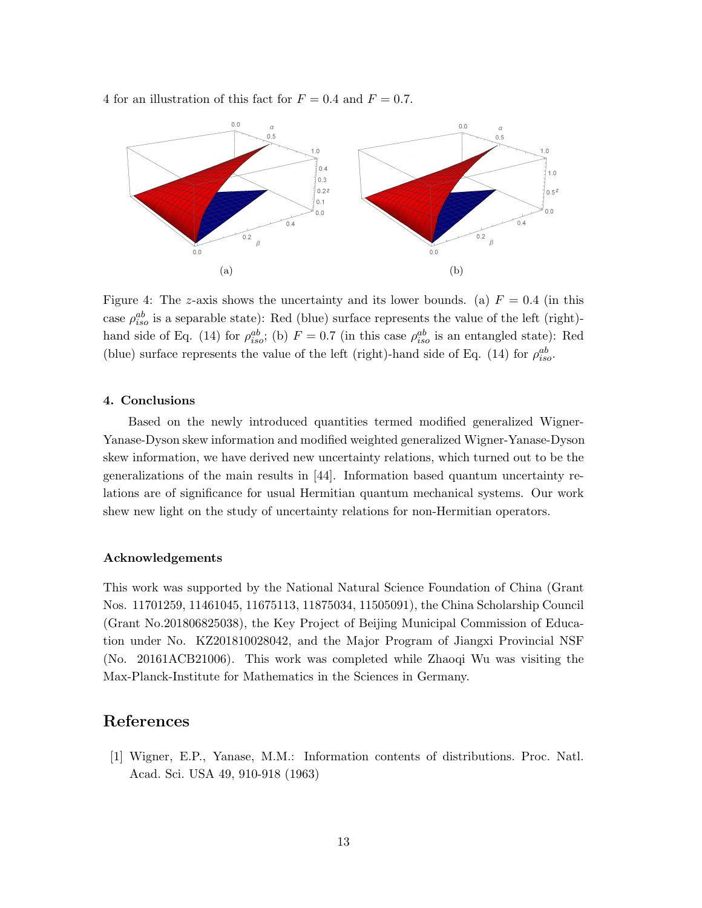4 for an illustration of this fact for $F = 0.4$ and $F = 0.7$.

(a)

(b)

Figure 4: The $z$-axis shows the uncertainty and its lower bounds. (a) $F = 0.4$ (in this case $\rho_{iso}^{ab}$ is a separable state): Red (blue) surface represents the value of the left (right)-hand side of Eq. (14) for $\rho_{iso}^{ab}$; (b) $F = 0.7$ (in this case $\rho_{iso}^{ab}$ is an entangled state): Red (blue) surface represents the value of the left (right)-hand side of Eq. (14) for $\rho_{iso}^{ab}$.

### 4. Conclusions

Based on the newly introduced quantities termed modified generalized Wigner-Yanase-Dyson skew information and modified weighted generalized Wigner-Yanase-Dyson skew information, we have derived new uncertainty relations, which turned out to be the generalizations of the main results in [44]. Information based quantum uncertainty relations are of significance for usual Hermitian quantum mechanical systems. Our work shew new light on the study of uncertainty relations for non-Hermitian operators.

### Acknowledgements

This work was supported by the National Natural Science Foundation of China (Grant Nos. 11701259, 11461045, 11675113, 11875034, 11505091), the China Scholarship Council (Grant No.201806825038), the Key Project of Beijing Municipal Commission of Education under No. KZ201810028042, and the Major Program of Jiangxi Provincial NSF (No. 20161ACB21006). This work was completed while Zhaoqi Wu was visiting the Max-Planck-Institute for Mathematics in the Sciences in Germany.

## References

[1] Wigner, E.P., Yanase, M.M.: Information contents of distributions. Proc. Natl. Acad. Sci. USA 49, 910-918 (1963)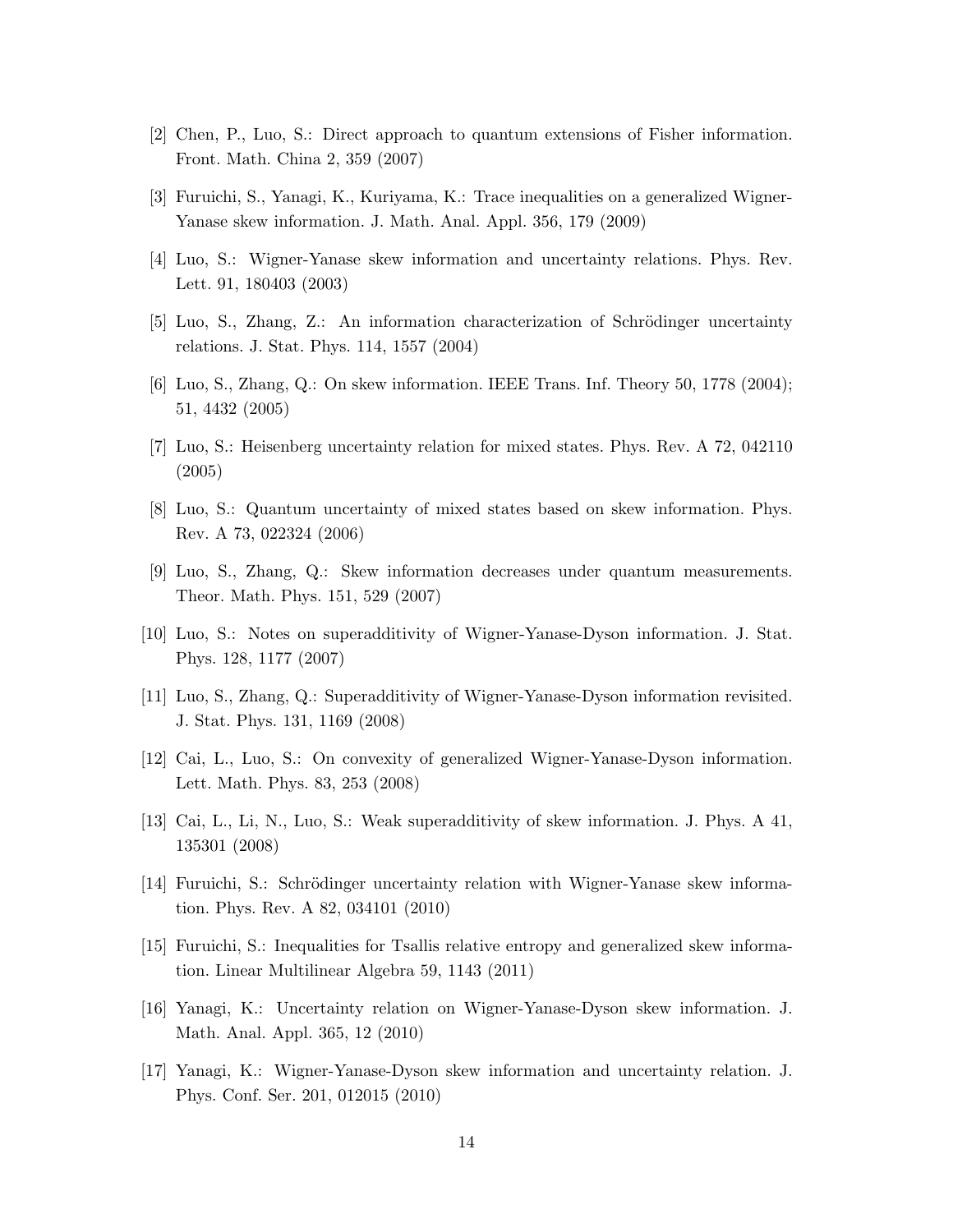[2] Chen, P., Luo, S.: Direct approach to quantum extensions of Fisher information. Front. Math. China 2, 359 (2007)

[3] Furuichi, S., Yanagi, K., Kuriyama, K.: Trace inequalities on a generalized Wigner-Yanase skew information. J. Math. Anal. Appl. 356, 179 (2009)

[4] Luo, S.: Wigner-Yanase skew information and uncertainty relations. Phys. Rev. Lett. 91, 180403 (2003)

[5] Luo, S., Zhang, Z.: An information characterization of Schrödinger uncertainty relations. J. Stat. Phys. 114, 1557 (2004)

[6] Luo, S., Zhang, Q.: On skew information. IEEE Trans. Inf. Theory 50, 1778 (2004); 51, 4432 (2005)

[7] Luo, S.: Heisenberg uncertainty relation for mixed states. Phys. Rev. A 72, 042110 (2005)

[8] Luo, S.: Quantum uncertainty of mixed states based on skew information. Phys. Rev. A 73, 022324 (2006)

[9] Luo, S., Zhang, Q.: Skew information decreases under quantum measurements. Theor. Math. Phys. 151, 529 (2007)

[10] Luo, S.: Notes on superadditivity of Wigner-Yanase-Dyson information. J. Stat. Phys. 128, 1177 (2007)

[11] Luo, S., Zhang, Q.: Superadditivity of Wigner-Yanase-Dyson information revisited. J. Stat. Phys. 131, 1169 (2008)

[12] Cai, L., Luo, S.: On convexity of generalized Wigner-Yanase-Dyson information. Lett. Math. Phys. 83, 253 (2008)

[13] Cai, L., Li, N., Luo, S.: Weak superadditivity of skew information. J. Phys. A 41, 135301 (2008)

[14] Furuichi, S.: Schrödinger uncertainty relation with Wigner-Yanase skew information. Phys. Rev. A 82, 034101 (2010)

[15] Furuichi, S.: Inequalities for Tsallis relative entropy and generalized skew information. Linear Multilinear Algebra 59, 1143 (2011)

[16] Yanagi, K.: Uncertainty relation on Wigner-Yanase-Dyson skew information. J. Math. Anal. Appl. 365, 12 (2010)

[17] Yanagi, K.: Wigner-Yanase-Dyson skew information and uncertainty relation. J. Phys. Conf. Ser. 201, 012015 (2010)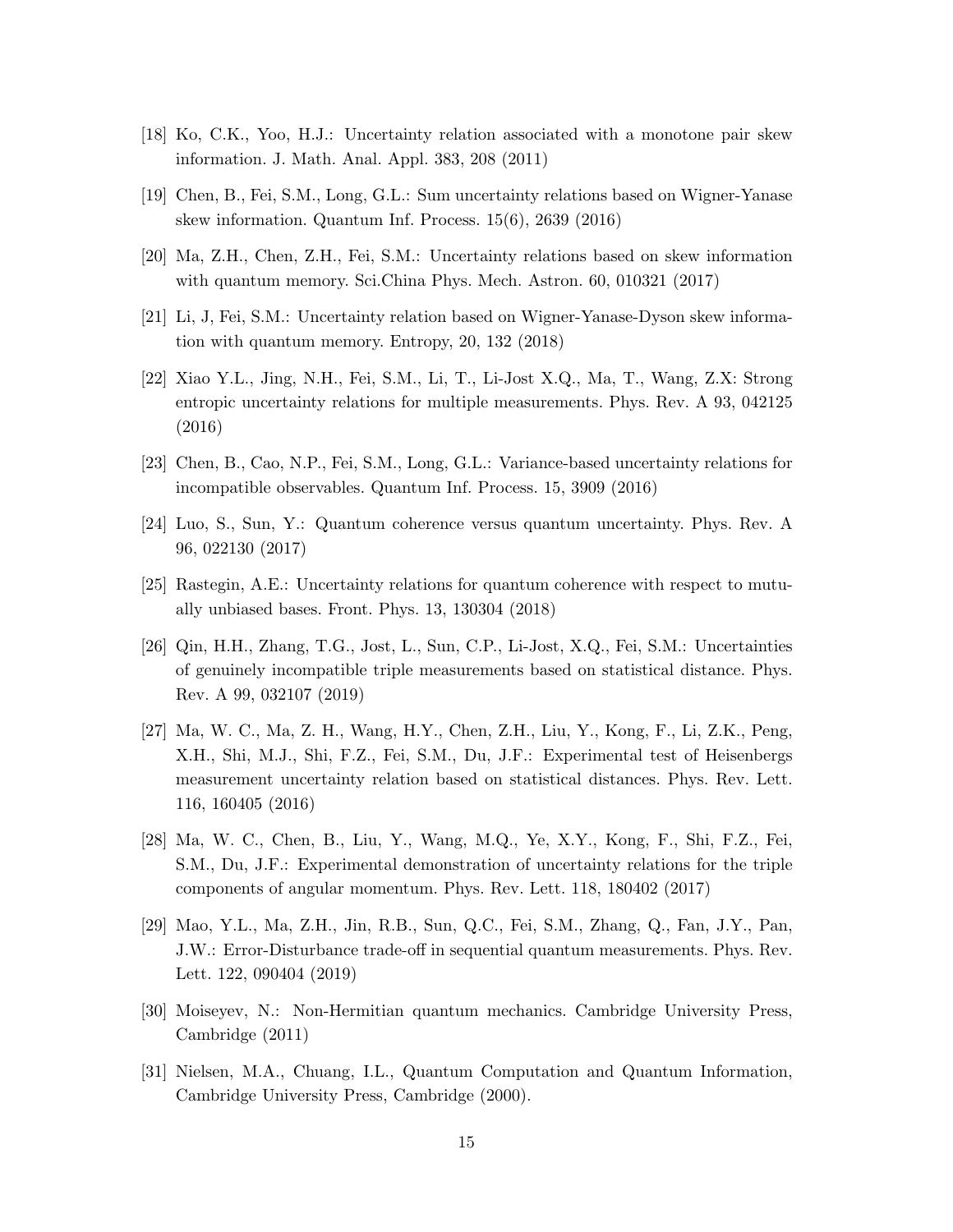[18] Ko, C.K., Yoo, H.J.: Uncertainty relation associated with a monotone pair skew information. J. Math. Anal. Appl. 383, 208 (2011)

[19] Chen, B., Fei, S.M., Long, G.L.: Sum uncertainty relations based on Wigner-Yanase skew information. Quantum Inf. Process. 15(6), 2639 (2016)

[20] Ma, Z.H., Chen, Z.H., Fei, S.M.: Uncertainty relations based on skew information with quantum memory. Sci.China Phys. Mech. Astron. 60, 010321 (2017)

[21] Li, J, Fei, S.M.: Uncertainty relation based on Wigner-Yanase-Dyson skew information with quantum memory. Entropy, 20, 132 (2018)

[22] Xiao Y.L., Jing, N.H., Fei, S.M., Li, T., Li-Jost X.Q., Ma, T., Wang, Z.X: Strong entropic uncertainty relations for multiple measurements. Phys. Rev. A 93, 042125 (2016)

[23] Chen, B., Cao, N.P., Fei, S.M., Long, G.L.: Variance-based uncertainty relations for incompatible observables. Quantum Inf. Process. 15, 3909 (2016)

[24] Luo, S., Sun, Y.: Quantum coherence versus quantum uncertainty. Phys. Rev. A 96, 022130 (2017)

[25] Rastegin, A.E.: Uncertainty relations for quantum coherence with respect to mutually unbiased bases. Front. Phys. 13, 130304 (2018)

[26] Qin, H.H., Zhang, T.G., Jost, L., Sun, C.P., Li-Jost, X.Q., Fei, S.M.: Uncertainties of genuinely incompatible triple measurements based on statistical distance. Phys. Rev. A 99, 032107 (2019)

[27] Ma, W. C., Ma, Z. H., Wang, H.Y., Chen, Z.H., Liu, Y., Kong, F., Li, Z.K., Peng, X.H., Shi, M.J., Shi, F.Z., Fei, S.M., Du, J.F.: Experimental test of Heisenbergs measurement uncertainty relation based on statistical distances. Phys. Rev. Lett. 116, 160405 (2016)

[28] Ma, W. C., Chen, B., Liu, Y., Wang, M.Q., Ye, X.Y., Kong, F., Shi, F.Z., Fei, S.M., Du, J.F.: Experimental demonstration of uncertainty relations for the triple components of angular momentum. Phys. Rev. Lett. 118, 180402 (2017)

[29] Mao, Y.L., Ma, Z.H., Jin, R.B., Sun, Q.C., Fei, S.M., Zhang, Q., Fan, J.Y., Pan, J.W.: Error-Disturbance trade-off in sequential quantum measurements. Phys. Rev. Lett. 122, 090404 (2019)

[30] Moiseyev, N.: Non-Hermitian quantum mechanics. Cambridge University Press, Cambridge (2011)

[31] Nielsen, M.A., Chuang, I.L., Quantum Computation and Quantum Information, Cambridge University Press, Cambridge (2000).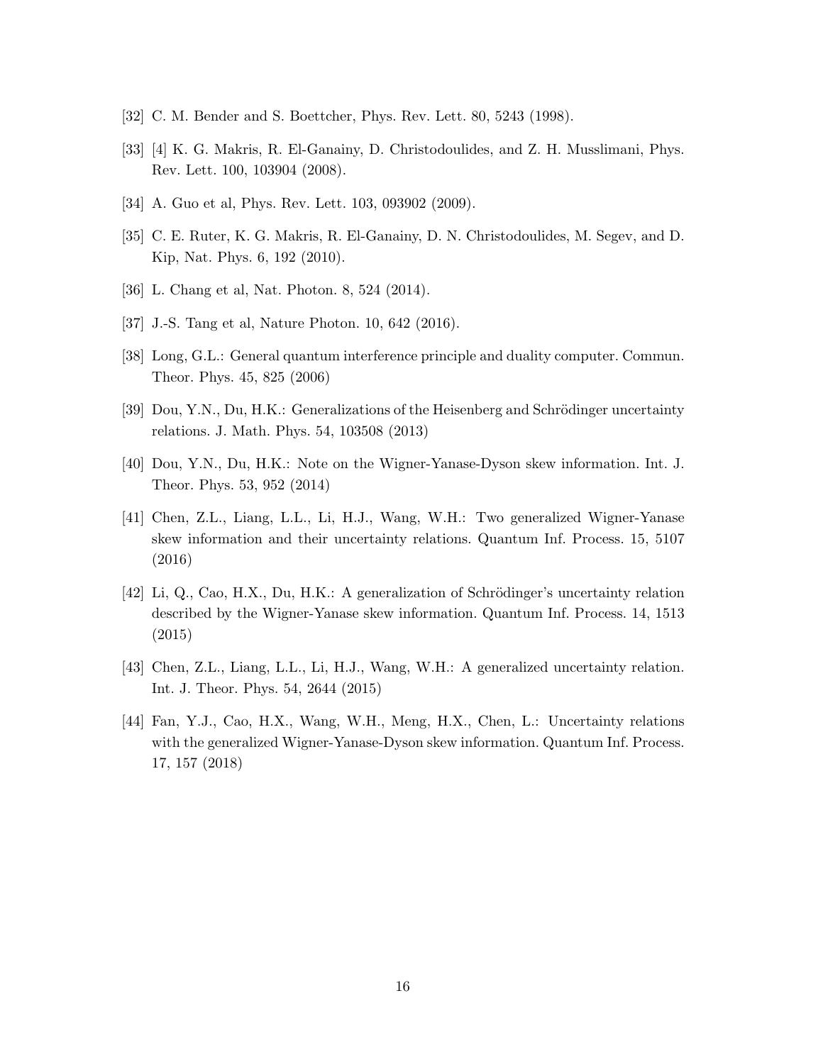[32] C. M. Bender and S. Boettcher, Phys. Rev. Lett. 80, 5243 (1998).

[33] [4] K. G. Makris, R. El-Ganainy, D. Christodoulides, and Z. H. Musslimani, Phys. Rev. Lett. 100, 103904 (2008).

[34] A. Guo et al, Phys. Rev. Lett. 103, 093902 (2009).

[35] C. E. Ruter, K. G. Makris, R. El-Ganainy, D. N. Christodoulides, M. Segev, and D. Kip, Nat. Phys. 6, 192 (2010).

[36] L. Chang et al, Nat. Photon. 8, 524 (2014).

[37] J.-S. Tang et al, Nature Photon. 10, 642 (2016).

[38] Long, G.L.: General quantum interference principle and duality computer. Commun. Theor. Phys. 45, 825 (2006)

[39] Dou, Y.N., Du, H.K.: Generalizations of the Heisenberg and Schrödinger uncertainty relations. J. Math. Phys. 54, 103508 (2013)

[40] Dou, Y.N., Du, H.K.: Note on the Wigner-Yanase-Dyson skew information. Int. J. Theor. Phys. 53, 952 (2014)

[41] Chen, Z.L., Liang, L.L., Li, H.J., Wang, W.H.: Two generalized Wigner-Yanase skew information and their uncertainty relations. Quantum Inf. Process. 15, 5107 (2016)

[42] Li, Q., Cao, H.X., Du, H.K.: A generalization of Schrödinger's uncertainty relation described by the Wigner-Yanase skew information. Quantum Inf. Process. 14, 1513 (2015)

[43] Chen, Z.L., Liang, L.L., Li, H.J., Wang, W.H.: A generalized uncertainty relation. Int. J. Theor. Phys. 54, 2644 (2015)

[44] Fan, Y.J., Cao, H.X., Wang, W.H., Meng, H.X., Chen, L.: Uncertainty relations with the generalized Wigner-Yanase-Dyson skew information. Quantum Inf. Process. 17, 157 (2018)